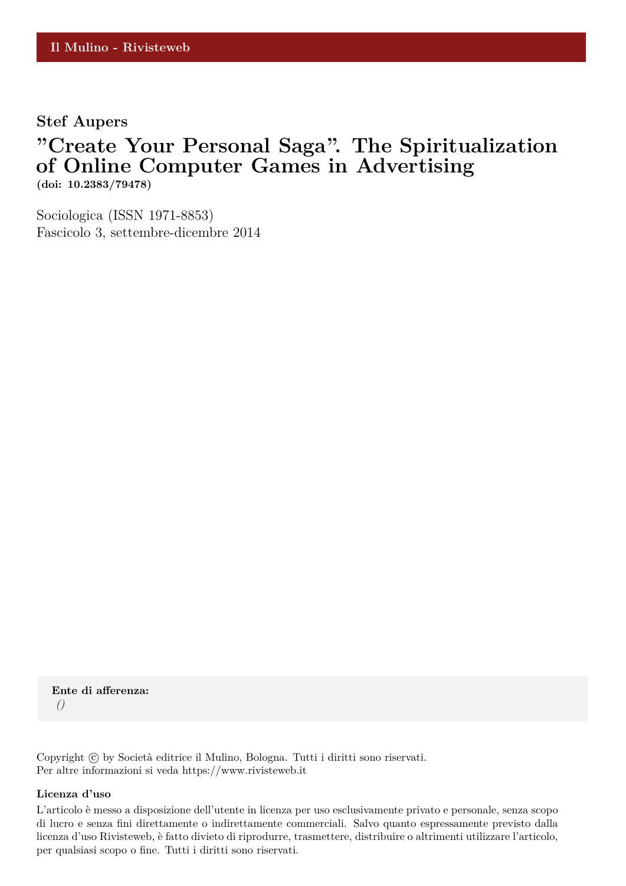Il Mulino - Rivisteweb

**Stef Aupers**

# "Create Your Personal Saga". The Spiritualization of Online Computer Games in Advertising

**(doi: 10.2383/79478)**

Sociologica (ISSN 1971-8853)
Fascicolo 3, settembre-dicembre 2014

**Ente di afferenza:**
*()*

Copyright © by Società editrice il Mulino, Bologna. Tutti i diritti sono riservati.
Per altre informazioni si veda https://www.rivisteweb.it

**Licenza d'uso**

L'articolo è messo a disposizione dell'utente in licenza per uso esclusivamente privato e personale, senza scopo di lucro e senza fini direttamente o indirettamente commerciali. Salvo quanto espressamente previsto dalla licenza d'uso Rivisteweb, è fatto divieto di riprodurre, trasmettere, distribuire o altrimenti utilizzare l'articolo, per qualsiasi scopo o fine. Tutti i diritti sono riservati.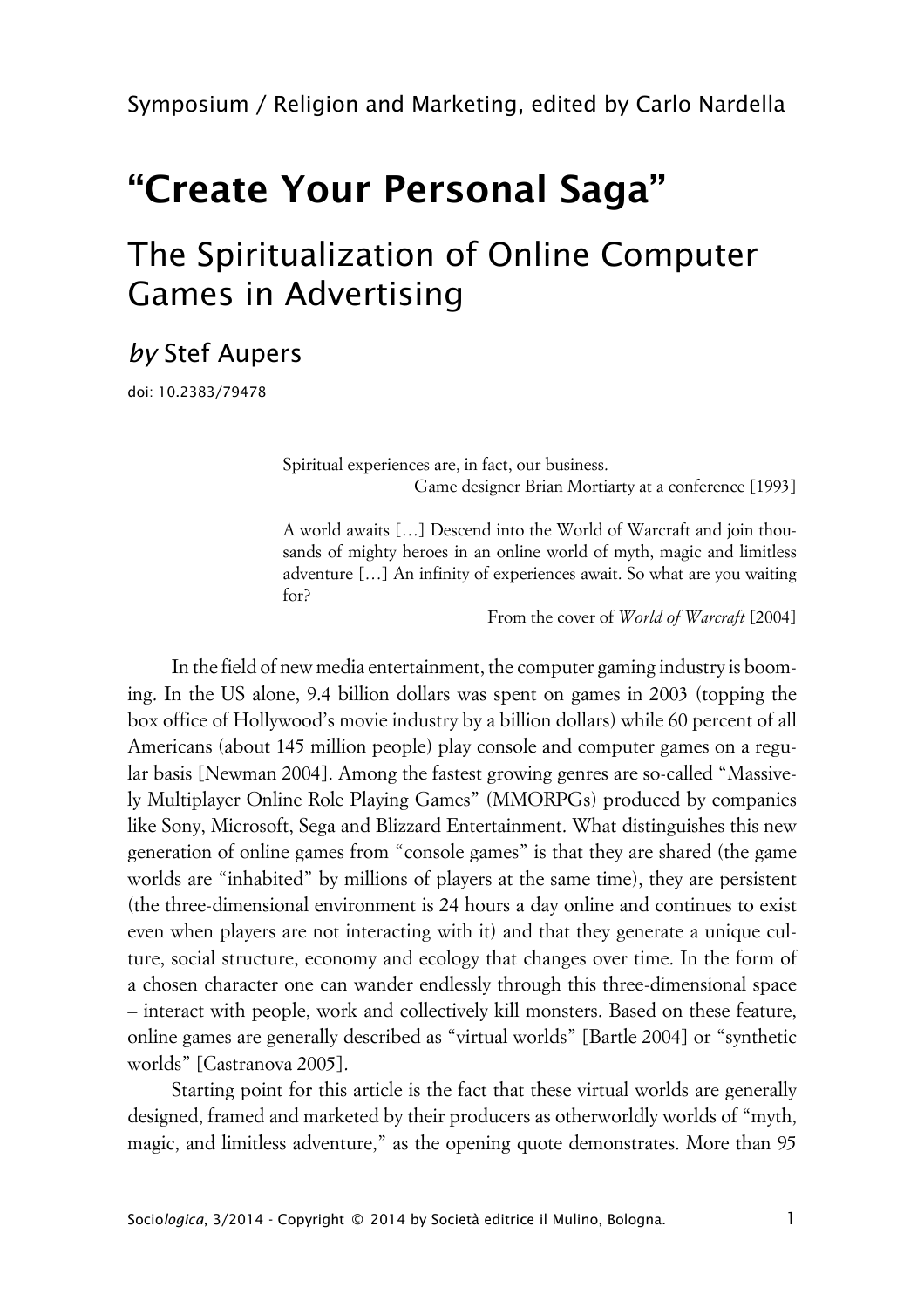Symposium / Religion and Marketing, edited by Carlo Nardella

# "Create Your Personal Saga"

## The Spiritualization of Online Computer Games in Advertising

*by* Stef Aupers

doi: 10.2383/79478

> Spiritual experiences are, in fact, our business.
>
> Game designer Brian Mortiarty at a conference [1993]

> A world awaits […] Descend into the World of Warcraft and join thousands of mighty heroes in an online world of myth, magic and limitless adventure […] An infinity of experiences await. So what are you waiting for?
>
> From the cover of *World of Warcraft* [2004]

In the field of new media entertainment, the computer gaming industry is booming. In the US alone, 9.4 billion dollars was spent on games in 2003 (topping the box office of Hollywood's movie industry by a billion dollars) while 60 percent of all Americans (about 145 million people) play console and computer games on a regular basis [Newman 2004]. Among the fastest growing genres are so-called "Massively Multiplayer Online Role Playing Games" (MMORPGs) produced by companies like Sony, Microsoft, Sega and Blizzard Entertainment. What distinguishes this new generation of online games from "console games" is that they are shared (the game worlds are "inhabited" by millions of players at the same time), they are persistent (the three-dimensional environment is 24 hours a day online and continues to exist even when players are not interacting with it) and that they generate a unique culture, social structure, economy and ecology that changes over time. In the form of a chosen character one can wander endlessly through this three-dimensional space – interact with people, work and collectively kill monsters. Based on these feature, online games are generally described as "virtual worlds" [Bartle 2004] or "synthetic worlds" [Castranova 2005].

Starting point for this article is the fact that these virtual worlds are generally designed, framed and marketed by their producers as otherworldly worlds of "myth, magic, and limitless adventure," as the opening quote demonstrates. More than 95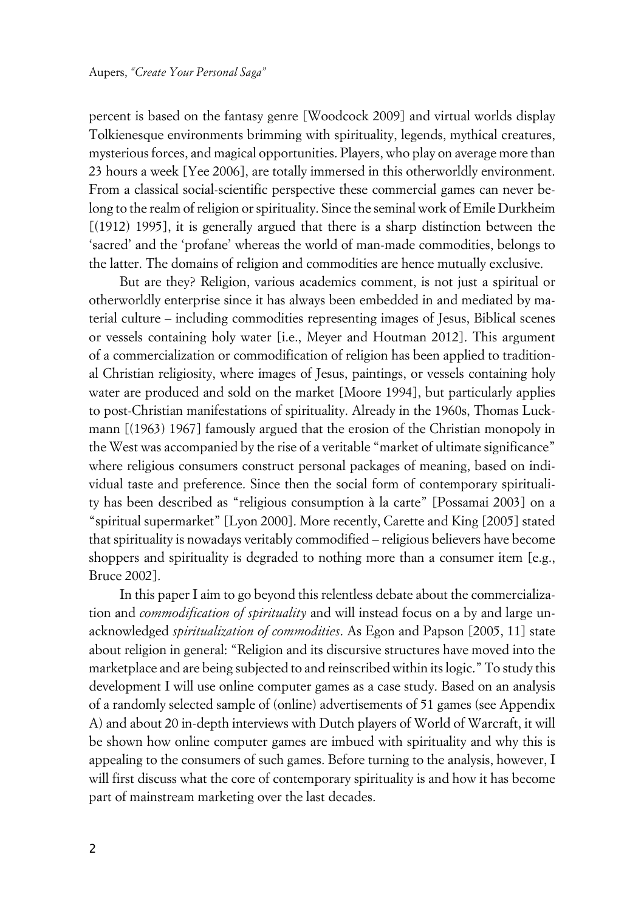percent is based on the fantasy genre [Woodcock 2009] and virtual worlds display Tolkienesque environments brimming with spirituality, legends, mythical creatures, mysterious forces, and magical opportunities. Players, who play on average more than 23 hours a week [Yee 2006], are totally immersed in this otherworldly environment. From a classical social-scientific perspective these commercial games can never belong to the realm of religion or spirituality. Since the seminal work of Emile Durkheim [(1912) 1995], it is generally argued that there is a sharp distinction between the 'sacred' and the 'profane' whereas the world of man-made commodities, belongs to the latter. The domains of religion and commodities are hence mutually exclusive.

But are they? Religion, various academics comment, is not just a spiritual or otherworldly enterprise since it has always been embedded in and mediated by material culture – including commodities representing images of Jesus, Biblical scenes or vessels containing holy water [i.e., Meyer and Houtman 2012]. This argument of a commercialization or commodification of religion has been applied to traditional Christian religiosity, where images of Jesus, paintings, or vessels containing holy water are produced and sold on the market [Moore 1994], but particularly applies to post-Christian manifestations of spirituality. Already in the 1960s, Thomas Luckmann [(1963) 1967] famously argued that the erosion of the Christian monopoly in the West was accompanied by the rise of a veritable "market of ultimate significance" where religious consumers construct personal packages of meaning, based on individual taste and preference. Since then the social form of contemporary spirituality has been described as "religious consumption à la carte" [Possamai 2003] on a "spiritual supermarket" [Lyon 2000]. More recently, Carette and King [2005] stated that spirituality is nowadays veritably commodified – religious believers have become shoppers and spirituality is degraded to nothing more than a consumer item [e.g., Bruce 2002].

In this paper I aim to go beyond this relentless debate about the commercialization and *commodification of spirituality* and will instead focus on a by and large unacknowledged *spiritualization of commodities*. As Egon and Papson [2005, 11] state about religion in general: "Religion and its discursive structures have moved into the marketplace and are being subjected to and reinscribed within its logic." To study this development I will use online computer games as a case study. Based on an analysis of a randomly selected sample of (online) advertisements of 51 games (see Appendix A) and about 20 in-depth interviews with Dutch players of World of Warcraft, it will be shown how online computer games are imbued with spirituality and why this is appealing to the consumers of such games. Before turning to the analysis, however, I will first discuss what the core of contemporary spirituality is and how it has become part of mainstream marketing over the last decades.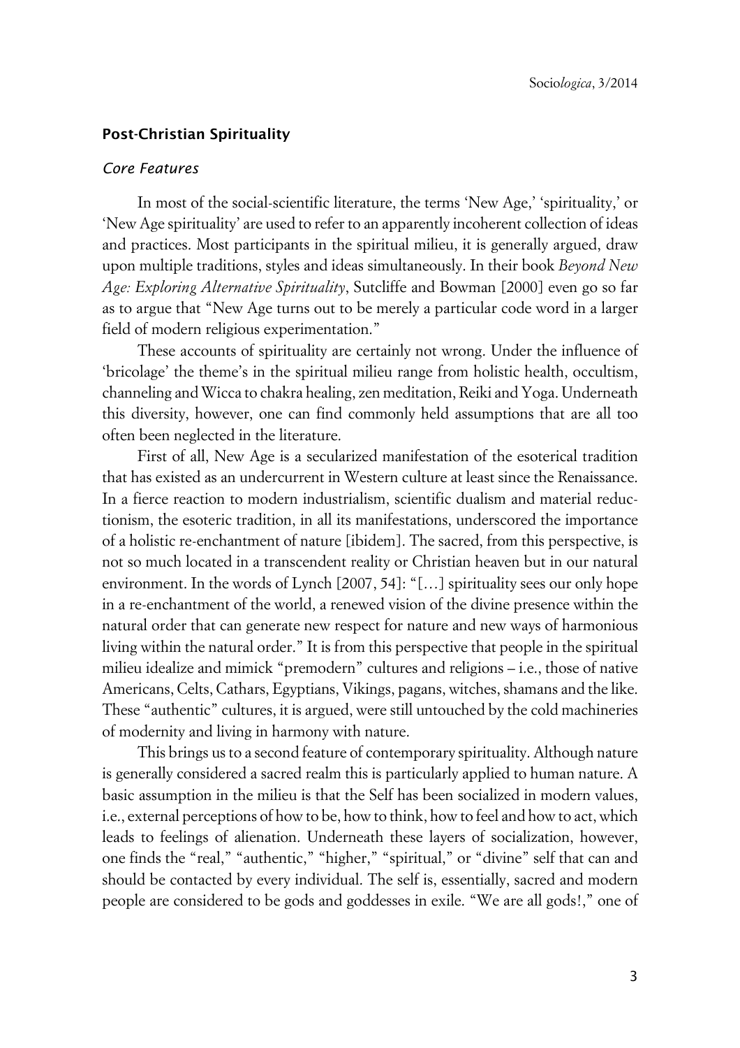## Post-Christian Spirituality

### *Core Features*

In most of the social-scientific literature, the terms 'New Age,' 'spirituality,' or 'New Age spirituality' are used to refer to an apparently incoherent collection of ideas and practices. Most participants in the spiritual milieu, it is generally argued, draw upon multiple traditions, styles and ideas simultaneously. In their book *Beyond New Age: Exploring Alternative Spirituality*, Sutcliffe and Bowman [2000] even go so far as to argue that "New Age turns out to be merely a particular code word in a larger field of modern religious experimentation."

These accounts of spirituality are certainly not wrong. Under the influence of 'bricolage' the theme's in the spiritual milieu range from holistic health, occultism, channeling and Wicca to chakra healing, zen meditation, Reiki and Yoga. Underneath this diversity, however, one can find commonly held assumptions that are all too often been neglected in the literature.

First of all, New Age is a secularized manifestation of the esoterical tradition that has existed as an undercurrent in Western culture at least since the Renaissance. In a fierce reaction to modern industrialism, scientific dualism and material reductionism, the esoteric tradition, in all its manifestations, underscored the importance of a holistic re-enchantment of nature [ibidem]. The sacred, from this perspective, is not so much located in a transcendent reality or Christian heaven but in our natural environment. In the words of Lynch [2007, 54]: "[…] spirituality sees our only hope in a re-enchantment of the world, a renewed vision of the divine presence within the natural order that can generate new respect for nature and new ways of harmonious living within the natural order." It is from this perspective that people in the spiritual milieu idealize and mimick "premodern" cultures and religions – i.e., those of native Americans, Celts, Cathars, Egyptians, Vikings, pagans, witches, shamans and the like. These "authentic" cultures, it is argued, were still untouched by the cold machineries of modernity and living in harmony with nature.

This brings us to a second feature of contemporary spirituality. Although nature is generally considered a sacred realm this is particularly applied to human nature. A basic assumption in the milieu is that the Self has been socialized in modern values, i.e., external perceptions of how to be, how to think, how to feel and how to act, which leads to feelings of alienation. Underneath these layers of socialization, however, one finds the "real," "authentic," "higher," "spiritual," or "divine" self that can and should be contacted by every individual. The self is, essentially, sacred and modern people are considered to be gods and goddesses in exile. "We are all gods!," one of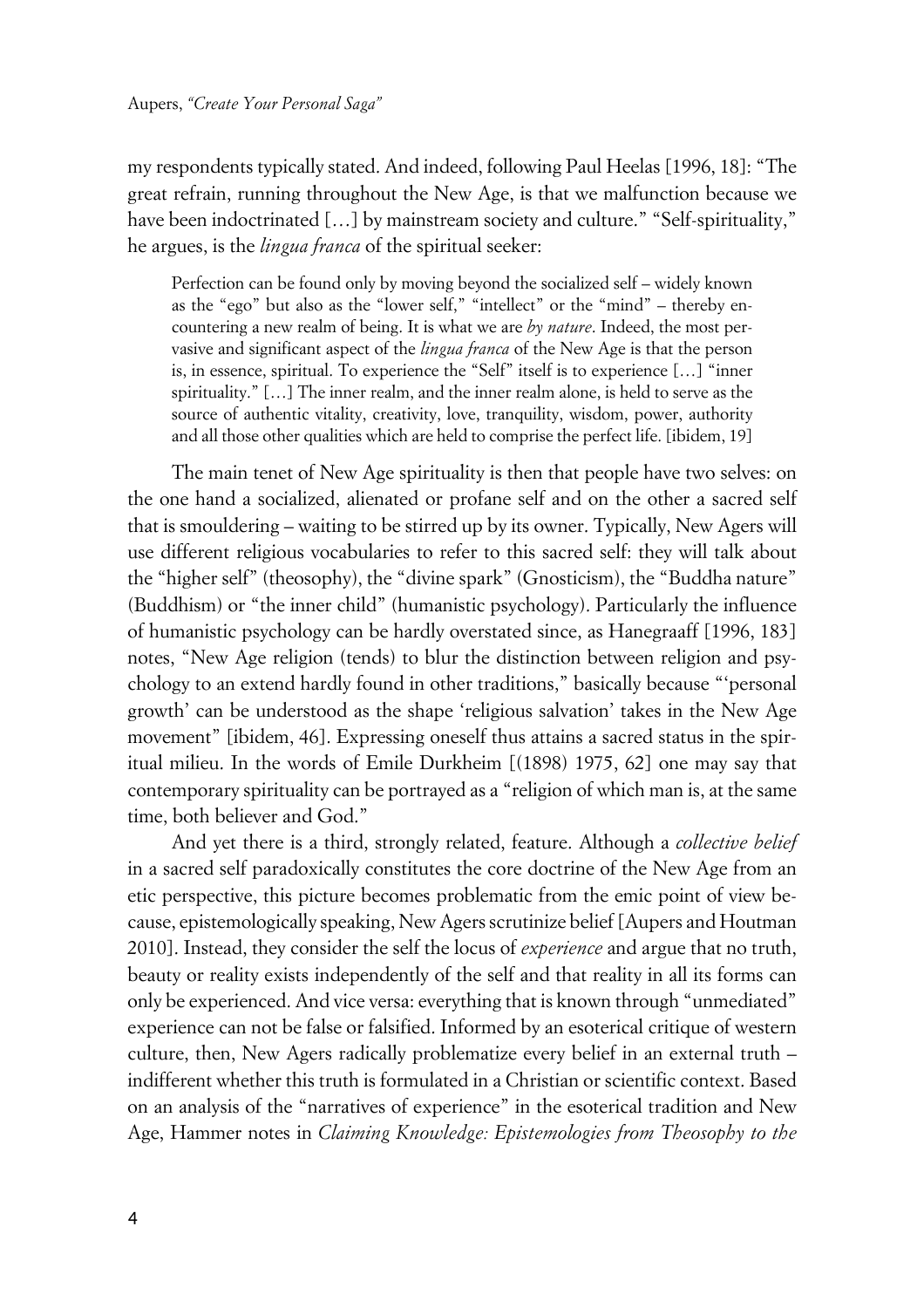my respondents typically stated. And indeed, following Paul Heelas [1996, 18]: "The great refrain, running throughout the New Age, is that we malfunction because we have been indoctrinated […] by mainstream society and culture." "Self-spirituality," he argues, is the *lingua franca* of the spiritual seeker:

> Perfection can be found only by moving beyond the socialized self – widely known as the "ego" but also as the "lower self," "intellect" or the "mind" – thereby encountering a new realm of being. It is what we are *by nature*. Indeed, the most pervasive and significant aspect of the *lingua franca* of the New Age is that the person is, in essence, spiritual. To experience the "Self" itself is to experience […] "inner spirituality." […] The inner realm, and the inner realm alone, is held to serve as the source of authentic vitality, creativity, love, tranquility, wisdom, power, authority and all those other qualities which are held to comprise the perfect life. [ibidem, 19]

The main tenet of New Age spirituality is then that people have two selves: on the one hand a socialized, alienated or profane self and on the other a sacred self that is smouldering – waiting to be stirred up by its owner. Typically, New Agers will use different religious vocabularies to refer to this sacred self: they will talk about the "higher self" (theosophy), the "divine spark" (Gnosticism), the "Buddha nature" (Buddhism) or "the inner child" (humanistic psychology). Particularly the influence of humanistic psychology can be hardly overstated since, as Hanegraaff [1996, 183] notes, "New Age religion (tends) to blur the distinction between religion and psychology to an extend hardly found in other traditions," basically because "'personal growth' can be understood as the shape 'religious salvation' takes in the New Age movement" [ibidem, 46]. Expressing oneself thus attains a sacred status in the spiritual milieu. In the words of Emile Durkheim [(1898) 1975, 62] one may say that contemporary spirituality can be portrayed as a "religion of which man is, at the same time, both believer and God."

And yet there is a third, strongly related, feature. Although a *collective belief* in a sacred self paradoxically constitutes the core doctrine of the New Age from an etic perspective, this picture becomes problematic from the emic point of view because, epistemologically speaking, New Agers scrutinize belief [Aupers and Houtman 2010]. Instead, they consider the self the locus of *experience* and argue that no truth, beauty or reality exists independently of the self and that reality in all its forms can only be experienced. And vice versa: everything that is known through "unmediated" experience can not be false or falsified. Informed by an esoterical critique of western culture, then, New Agers radically problematize every belief in an external truth – indifferent whether this truth is formulated in a Christian or scientific context. Based on an analysis of the "narratives of experience" in the esoterical tradition and New Age, Hammer notes in *Claiming Knowledge: Epistemologies from Theosophy to the*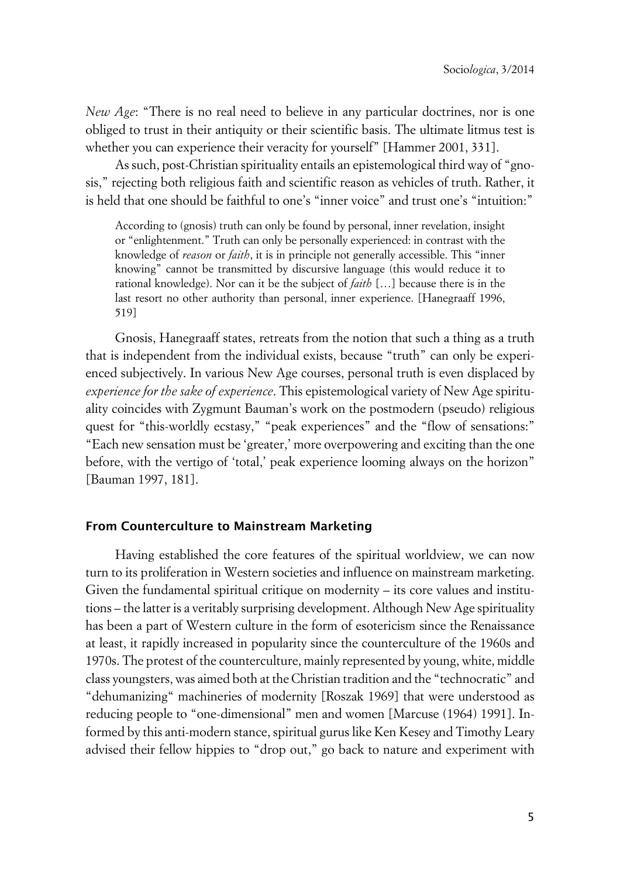*New Age*: "There is no real need to believe in any particular doctrines, nor is one obliged to trust in their antiquity or their scientific basis. The ultimate litmus test is whether you can experience their veracity for yourself" [Hammer 2001, 331].

As such, post-Christian spirituality entails an epistemological third way of "gnosis," rejecting both religious faith and scientific reason as vehicles of truth. Rather, it is held that one should be faithful to one's "inner voice" and trust one's "intuition:"

> According to (gnosis) truth can only be found by personal, inner revelation, insight or "enlightenment." Truth can only be personally experienced: in contrast with the knowledge of *reason* or *faith*, it is in principle not generally accessible. This "inner knowing" cannot be transmitted by discursive language (this would reduce it to rational knowledge). Nor can it be the subject of *faith* [...] because there is in the last resort no other authority than personal, inner experience. [Hanegraaff 1996, 519]

Gnosis, Hanegraaff states, retreats from the notion that such a thing as a truth that is independent from the individual exists, because "truth" can only be experienced subjectively. In various New Age courses, personal truth is even displaced by *experience for the sake of experience*. This epistemological variety of New Age spirituality coincides with Zygmunt Bauman's work on the postmodern (pseudo) religious quest for "this-worldly ecstasy," "peak experiences" and the "flow of sensations:" "Each new sensation must be 'greater,' more overpowering and exciting than the one before, with the vertigo of 'total,' peak experience looming always on the horizon" [Bauman 1997, 181].

## From Counterculture to Mainstream Marketing

Having established the core features of the spiritual worldview, we can now turn to its proliferation in Western societies and influence on mainstream marketing. Given the fundamental spiritual critique on modernity – its core values and institutions – the latter is a veritably surprising development. Although New Age spirituality has been a part of Western culture in the form of esotericism since the Renaissance at least, it rapidly increased in popularity since the counterculture of the 1960s and 1970s. The protest of the counterculture, mainly represented by young, white, middle class youngsters, was aimed both at the Christian tradition and the "technocratic" and "dehumanizing" machineries of modernity [Roszak 1969] that were understood as reducing people to "one-dimensional" men and women [Marcuse (1964) 1991]. Informed by this anti-modern stance, spiritual gurus like Ken Kesey and Timothy Leary advised their fellow hippies to "drop out," go back to nature and experiment with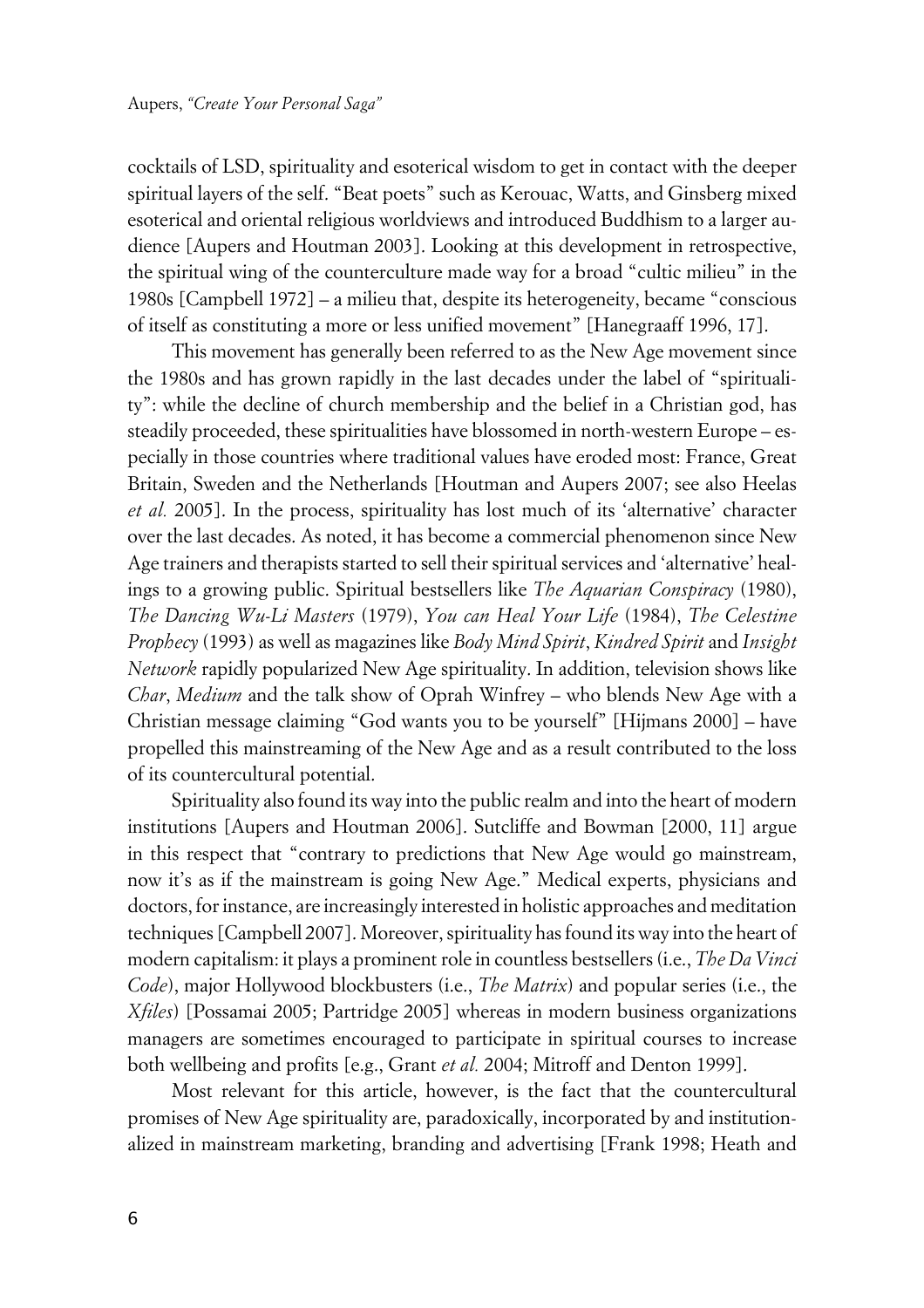cocktails of LSD, spirituality and esoterical wisdom to get in contact with the deeper spiritual layers of the self. "Beat poets" such as Kerouac, Watts, and Ginsberg mixed esoterical and oriental religious worldviews and introduced Buddhism to a larger audience [Aupers and Houtman 2003]. Looking at this development in retrospective, the spiritual wing of the counterculture made way for a broad "cultic milieu" in the 1980s [Campbell 1972] – a milieu that, despite its heterogeneity, became "conscious of itself as constituting a more or less unified movement" [Hanegraaff 1996, 17].

This movement has generally been referred to as the New Age movement since the 1980s and has grown rapidly in the last decades under the label of "spirituality": while the decline of church membership and the belief in a Christian god, has steadily proceeded, these spiritualities have blossomed in north-western Europe – especially in those countries where traditional values have eroded most: France, Great Britain, Sweden and the Netherlands [Houtman and Aupers 2007; see also Heelas *et al.* 2005]. In the process, spirituality has lost much of its 'alternative' character over the last decades. As noted, it has become a commercial phenomenon since New Age trainers and therapists started to sell their spiritual services and 'alternative' healings to a growing public. Spiritual bestsellers like *The Aquarian Conspiracy* (1980), *The Dancing Wu-Li Masters* (1979), *You can Heal Your Life* (1984), *The Celestine Prophecy* (1993) as well as magazines like *Body Mind Spirit*, *Kindred Spirit* and *Insight Network* rapidly popularized New Age spirituality. In addition, television shows like *Char*, *Medium* and the talk show of Oprah Winfrey – who blends New Age with a Christian message claiming "God wants you to be yourself" [Hijmans 2000] – have propelled this mainstreaming of the New Age and as a result contributed to the loss of its countercultural potential.

Spirituality also found its way into the public realm and into the heart of modern institutions [Aupers and Houtman 2006]. Sutcliffe and Bowman [2000, 11] argue in this respect that "contrary to predictions that New Age would go mainstream, now it's as if the mainstream is going New Age." Medical experts, physicians and doctors, for instance, are increasingly interested in holistic approaches and meditation techniques [Campbell 2007]. Moreover, spirituality has found its way into the heart of modern capitalism: it plays a prominent role in countless bestsellers (i.e., *The Da Vinci Code*), major Hollywood blockbusters (i.e., *The Matrix*) and popular series (i.e., the *Xfiles*) [Possamai 2005; Partridge 2005] whereas in modern business organizations managers are sometimes encouraged to participate in spiritual courses to increase both wellbeing and profits [e.g., Grant *et al.* 2004; Mitroff and Denton 1999].

Most relevant for this article, however, is the fact that the countercultural promises of New Age spirituality are, paradoxically, incorporated by and institutionalized in mainstream marketing, branding and advertising [Frank 1998; Heath and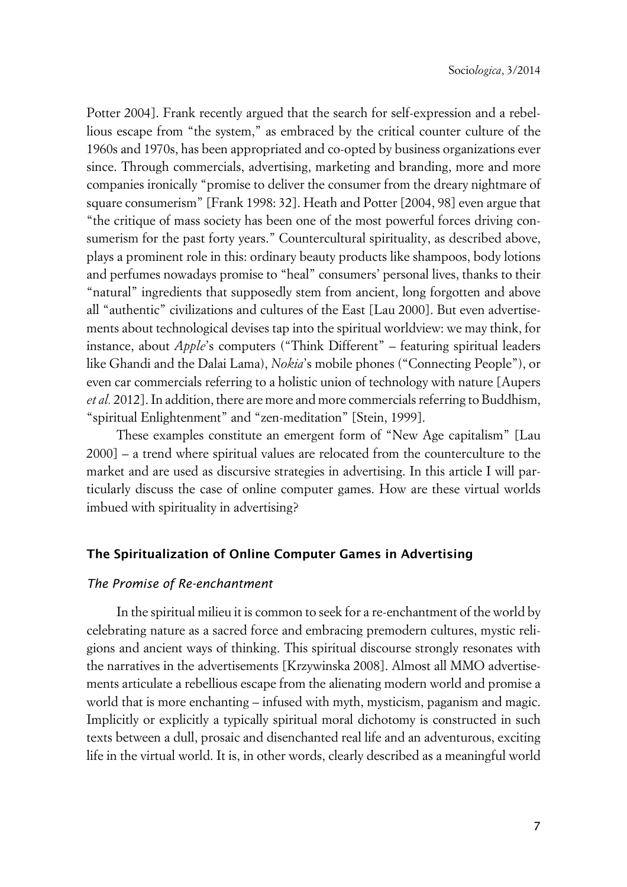Potter 2004]. Frank recently argued that the search for self-expression and a rebellious escape from "the system," as embraced by the critical counter culture of the 1960s and 1970s, has been appropriated and co-opted by business organizations ever since. Through commercials, advertising, marketing and branding, more and more companies ironically "promise to deliver the consumer from the dreary nightmare of square consumerism" [Frank 1998: 32]. Heath and Potter [2004, 98] even argue that "the critique of mass society has been one of the most powerful forces driving consumerism for the past forty years." Countercultural spirituality, as described above, plays a prominent role in this: ordinary beauty products like shampoos, body lotions and perfumes nowadays promise to "heal" consumers' personal lives, thanks to their "natural" ingredients that supposedly stem from ancient, long forgotten and above all "authentic" civilizations and cultures of the East [Lau 2000]. But even advertisements about technological devises tap into the spiritual worldview: we may think, for instance, about *Apple*'s computers ("Think Different" – featuring spiritual leaders like Ghandi and the Dalai Lama), *Nokia*'s mobile phones ("Connecting People"), or even car commercials referring to a holistic union of technology with nature [Aupers *et al.* 2012]. In addition, there are more and more commercials referring to Buddhism, "spiritual Enlightenment" and "zen-meditation" [Stein, 1999].

These examples constitute an emergent form of "New Age capitalism" [Lau 2000] – a trend where spiritual values are relocated from the counterculture to the market and are used as discursive strategies in advertising. In this article I will particularly discuss the case of online computer games. How are these virtual worlds imbued with spirituality in advertising?

## The Spiritualization of Online Computer Games in Advertising

### *The Promise of Re-enchantment*

In the spiritual milieu it is common to seek for a re-enchantment of the world by celebrating nature as a sacred force and embracing premodern cultures, mystic religions and ancient ways of thinking. This spiritual discourse strongly resonates with the narratives in the advertisements [Krzywinska 2008]. Almost all MMO advertisements articulate a rebellious escape from the alienating modern world and promise a world that is more enchanting – infused with myth, mysticism, paganism and magic. Implicitly or explicitly a typically spiritual moral dichotomy is constructed in such texts between a dull, prosaic and disenchanted real life and an adventurous, exciting life in the virtual world. It is, in other words, clearly described as a meaningful world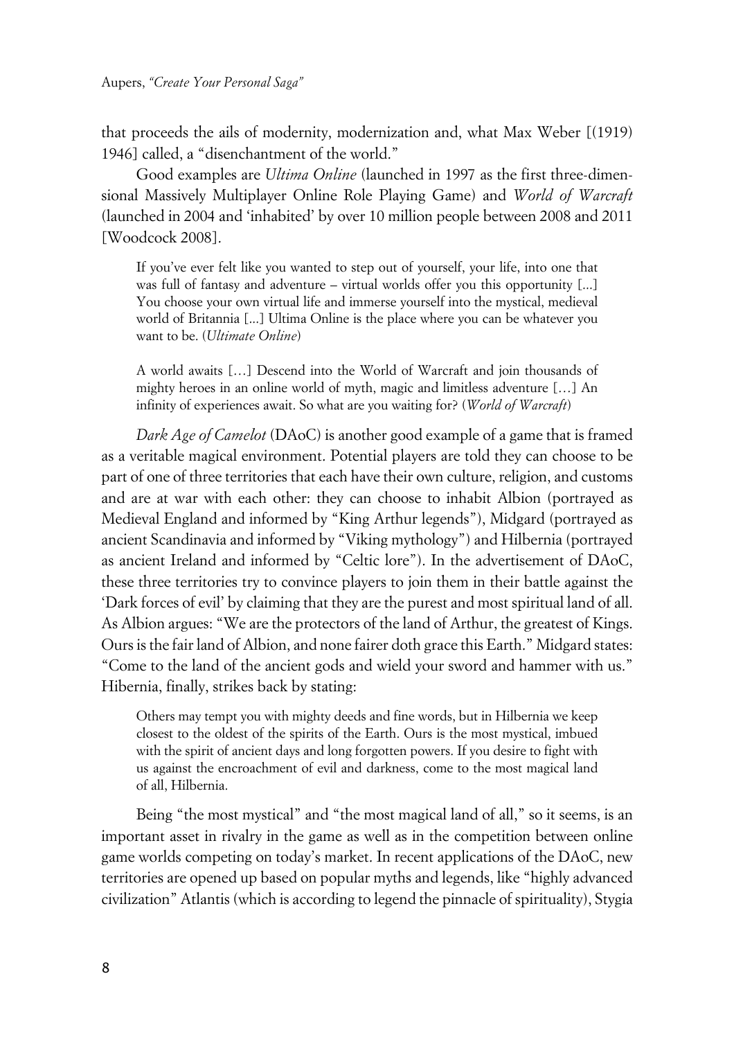that proceeds the ails of modernity, modernization and, what Max Weber [(1919) 1946] called, a "disenchantment of the world."

Good examples are *Ultima Online* (launched in 1997 as the first three-dimensional Massively Multiplayer Online Role Playing Game) and *World of Warcraft* (launched in 2004 and 'inhabited' by over 10 million people between 2008 and 2011 [Woodcock 2008].

> If you've ever felt like you wanted to step out of yourself, your life, into one that was full of fantasy and adventure – virtual worlds offer you this opportunity [...] You choose your own virtual life and immerse yourself into the mystical, medieval world of Britannia [...] Ultima Online is the place where you can be whatever you want to be. (*Ultimate Online*)

> A world awaits […] Descend into the World of Warcraft and join thousands of mighty heroes in an online world of myth, magic and limitless adventure […] An infinity of experiences await. So what are you waiting for? (*World of Warcraft*)

*Dark Age of Camelot* (DAoC) is another good example of a game that is framed as a veritable magical environment. Potential players are told they can choose to be part of one of three territories that each have their own culture, religion, and customs and are at war with each other: they can choose to inhabit Albion (portrayed as Medieval England and informed by "King Arthur legends"), Midgard (portrayed as ancient Scandinavia and informed by "Viking mythology") and Hilbernia (portrayed as ancient Ireland and informed by "Celtic lore"). In the advertisement of DAoC, these three territories try to convince players to join them in their battle against the 'Dark forces of evil' by claiming that they are the purest and most spiritual land of all. As Albion argues: "We are the protectors of the land of Arthur, the greatest of Kings. Ours is the fair land of Albion, and none fairer doth grace this Earth." Midgard states: "Come to the land of the ancient gods and wield your sword and hammer with us." Hibernia, finally, strikes back by stating:

> Others may tempt you with mighty deeds and fine words, but in Hilbernia we keep closest to the oldest of the spirits of the Earth. Ours is the most mystical, imbued with the spirit of ancient days and long forgotten powers. If you desire to fight with us against the encroachment of evil and darkness, come to the most magical land of all, Hilbernia.

Being "the most mystical" and "the most magical land of all," so it seems, is an important asset in rivalry in the game as well as in the competition between online game worlds competing on today's market. In recent applications of the DAoC, new territories are opened up based on popular myths and legends, like "highly advanced civilization" Atlantis (which is according to legend the pinnacle of spirituality), Stygia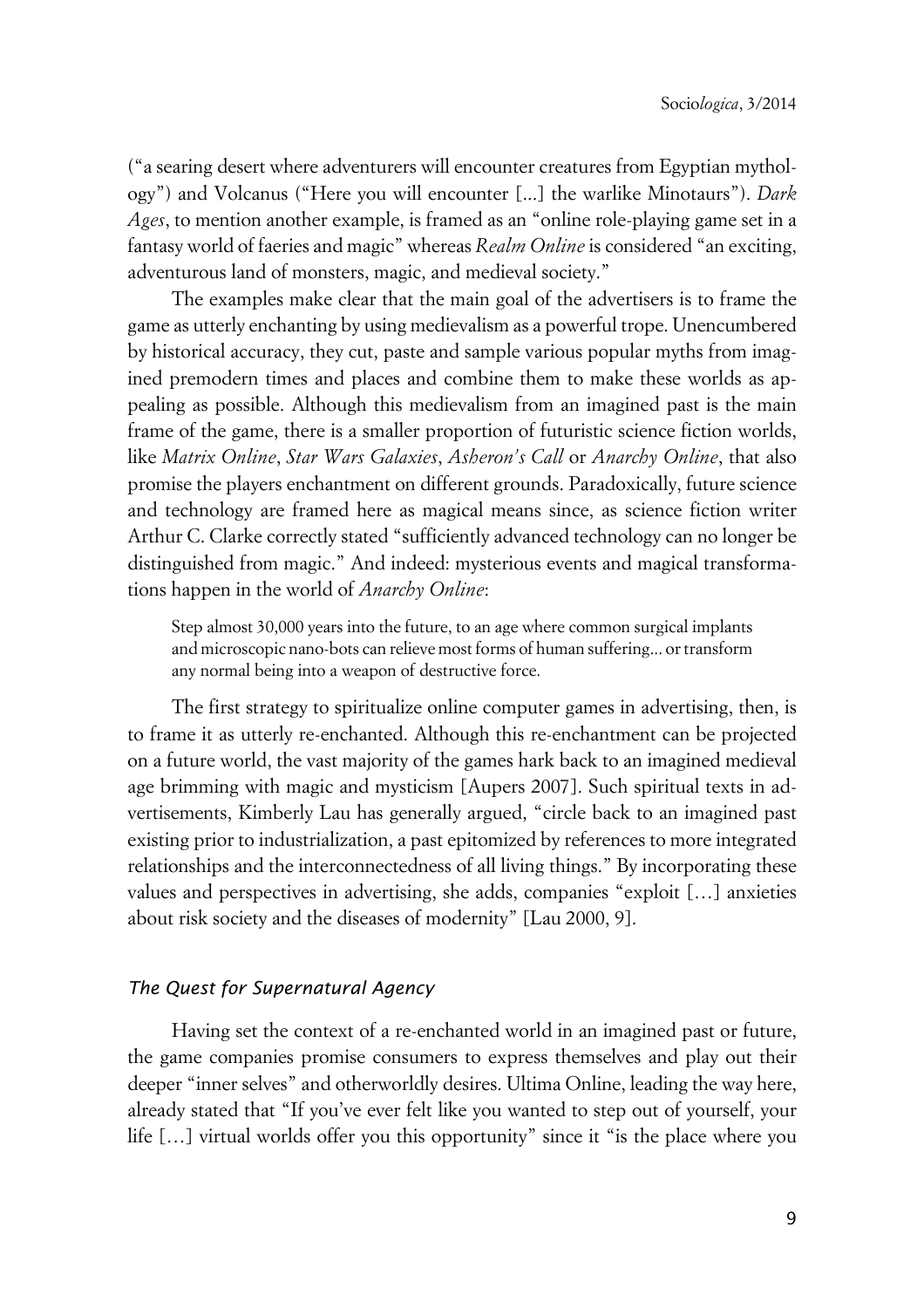("a searing desert where adventurers will encounter creatures from Egyptian mythology") and Volcanus ("Here you will encounter [...] the warlike Minotaurs"). *Dark Ages*, to mention another example, is framed as an "online role-playing game set in a fantasy world of faeries and magic" whereas *Realm Online* is considered "an exciting, adventurous land of monsters, magic, and medieval society."

The examples make clear that the main goal of the advertisers is to frame the game as utterly enchanting by using medievalism as a powerful trope. Unencumbered by historical accuracy, they cut, paste and sample various popular myths from imagined premodern times and places and combine them to make these worlds as appealing as possible. Although this medievalism from an imagined past is the main frame of the game, there is a smaller proportion of futuristic science fiction worlds, like *Matrix Online*, *Star Wars Galaxies*, *Asheron's Call* or *Anarchy Online*, that also promise the players enchantment on different grounds. Paradoxically, future science and technology are framed here as magical means since, as science fiction writer Arthur C. Clarke correctly stated "sufficiently advanced technology can no longer be distinguished from magic." And indeed: mysterious events and magical transformations happen in the world of *Anarchy Online*:

> Step almost 30,000 years into the future, to an age where common surgical implants and microscopic nano-bots can relieve most forms of human suffering... or transform any normal being into a weapon of destructive force.

The first strategy to spiritualize online computer games in advertising, then, is to frame it as utterly re-enchanted. Although this re-enchantment can be projected on a future world, the vast majority of the games hark back to an imagined medieval age brimming with magic and mysticism [Aupers 2007]. Such spiritual texts in advertisements, Kimberly Lau has generally argued, "circle back to an imagined past existing prior to industrialization, a past epitomized by references to more integrated relationships and the interconnectedness of all living things." By incorporating these values and perspectives in advertising, she adds, companies "exploit […] anxieties about risk society and the diseases of modernity" [Lau 2000, 9].

### *The Quest for Supernatural Agency*

Having set the context of a re-enchanted world in an imagined past or future, the game companies promise consumers to express themselves and play out their deeper "inner selves" and otherworldly desires. Ultima Online, leading the way here, already stated that "If you've ever felt like you wanted to step out of yourself, your life […] virtual worlds offer you this opportunity" since it "is the place where you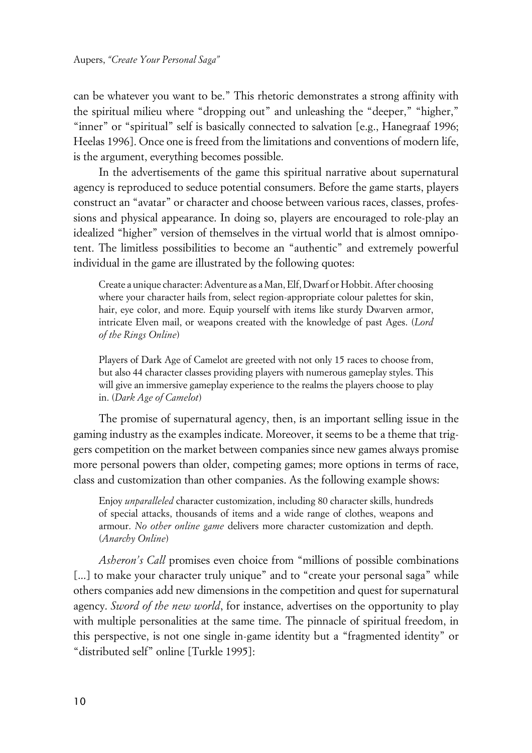can be whatever you want to be." This rhetoric demonstrates a strong affinity with the spiritual milieu where "dropping out" and unleashing the "deeper," "higher," "inner" or "spiritual" self is basically connected to salvation [e.g., Hanegraaf 1996; Heelas 1996]. Once one is freed from the limitations and conventions of modern life, is the argument, everything becomes possible.

In the advertisements of the game this spiritual narrative about supernatural agency is reproduced to seduce potential consumers. Before the game starts, players construct an "avatar" or character and choose between various races, classes, professions and physical appearance. In doing so, players are encouraged to role-play an idealized "higher" version of themselves in the virtual world that is almost omnipotent. The limitless possibilities to become an "authentic" and extremely powerful individual in the game are illustrated by the following quotes:

> Create a unique character: Adventure as a Man, Elf, Dwarf or Hobbit. After choosing where your character hails from, select region-appropriate colour palettes for skin, hair, eye color, and more. Equip yourself with items like sturdy Dwarven armor, intricate Elven mail, or weapons created with the knowledge of past Ages. (*Lord of the Rings Online*)

> Players of Dark Age of Camelot are greeted with not only 15 races to choose from, but also 44 character classes providing players with numerous gameplay styles. This will give an immersive gameplay experience to the realms the players choose to play in. (*Dark Age of Camelot*)

The promise of supernatural agency, then, is an important selling issue in the gaming industry as the examples indicate. Moreover, it seems to be a theme that triggers competition on the market between companies since new games always promise more personal powers than older, competing games; more options in terms of race, class and customization than other companies. As the following example shows:

> Enjoy *unparalleled* character customization, including 80 character skills, hundreds of special attacks, thousands of items and a wide range of clothes, weapons and armour. *No other online game* delivers more character customization and depth. (*Anarchy Online*)

*Asheron's Call* promises even choice from "millions of possible combinations [...] to make your character truly unique" and to "create your personal saga" while others companies add new dimensions in the competition and quest for supernatural agency. *Sword of the new world*, for instance, advertises on the opportunity to play with multiple personalities at the same time. The pinnacle of spiritual freedom, in this perspective, is not one single in-game identity but a "fragmented identity" or "distributed self" online [Turkle 1995]: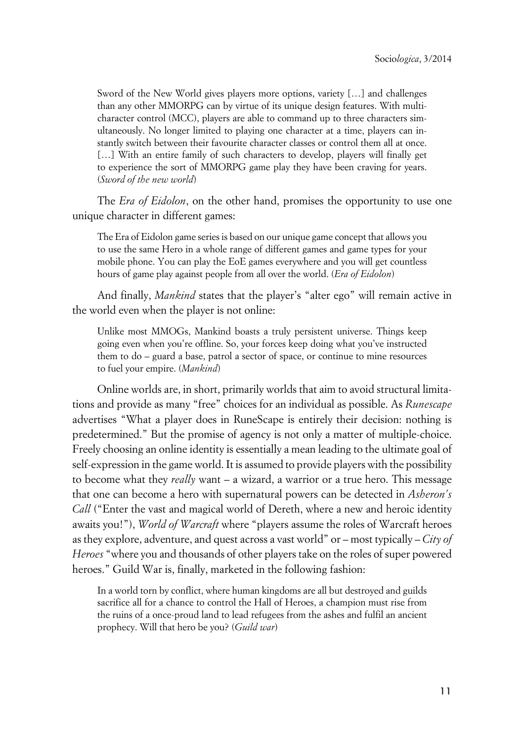> Sword of the New World gives players more options, variety […] and challenges than any other MMORPG can by virtue of its unique design features. With multi-character control (MCC), players are able to command up to three characters simultaneously. No longer limited to playing one character at a time, players can instantly switch between their favourite character classes or control them all at once. […] With an entire family of such characters to develop, players will finally get to experience the sort of MMORPG game play they have been craving for years. (*Sword of the new world*)

The *Era of Eidolon*, on the other hand, promises the opportunity to use one unique character in different games:

> The Era of Eidolon game series is based on our unique game concept that allows you to use the same Hero in a whole range of different games and game types for your mobile phone. You can play the EoE games everywhere and you will get countless hours of game play against people from all over the world. (*Era of Eidolon*)

And finally, *Mankind* states that the player's "alter ego" will remain active in the world even when the player is not online:

> Unlike most MMOGs, Mankind boasts a truly persistent universe. Things keep going even when you're offline. So, your forces keep doing what you've instructed them to do – guard a base, patrol a sector of space, or continue to mine resources to fuel your empire. (*Mankind*)

Online worlds are, in short, primarily worlds that aim to avoid structural limitations and provide as many "free" choices for an individual as possible. As *Runescape* advertises "What a player does in RuneScape is entirely their decision: nothing is predetermined." But the promise of agency is not only a matter of multiple-choice. Freely choosing an online identity is essentially a mean leading to the ultimate goal of self-expression in the game world. It is assumed to provide players with the possibility to become what they *really* want – a wizard, a warrior or a true hero. This message that one can become a hero with supernatural powers can be detected in *Asheron's Call* ("Enter the vast and magical world of Dereth, where a new and heroic identity awaits you!"), *World of Warcraft* where "players assume the roles of Warcraft heroes as they explore, adventure, and quest across a vast world" or – most typically – *City of Heroes* "where you and thousands of other players take on the roles of super powered heroes." Guild War is, finally, marketed in the following fashion:

> In a world torn by conflict, where human kingdoms are all but destroyed and guilds sacrifice all for a chance to control the Hall of Heroes, a champion must rise from the ruins of a once-proud land to lead refugees from the ashes and fulfil an ancient prophecy. Will that hero be you? (*Guild war*)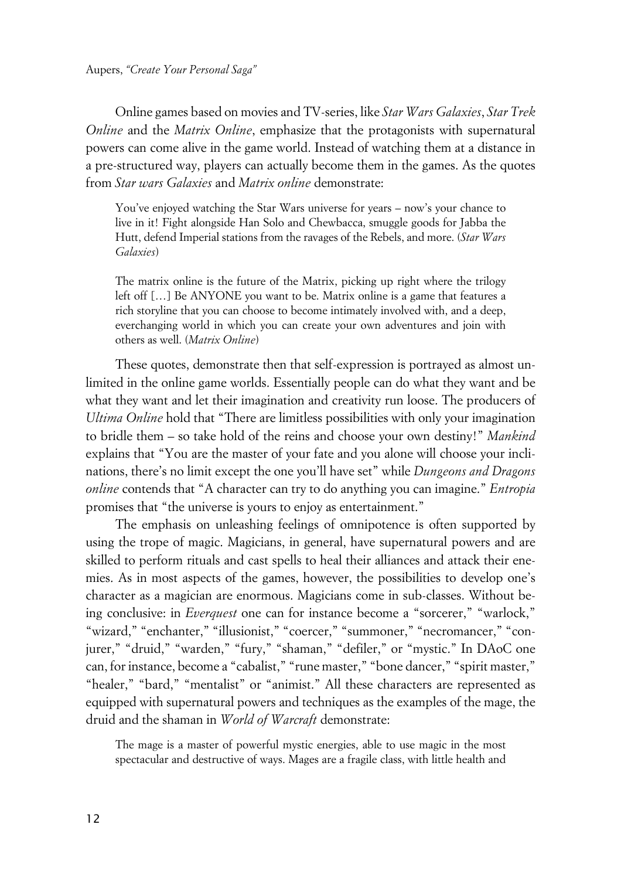Online games based on movies and TV-series, like *Star Wars Galaxies*, *Star Trek Online* and the *Matrix Online*, emphasize that the protagonists with supernatural powers can come alive in the game world. Instead of watching them at a distance in a pre-structured way, players can actually become them in the games. As the quotes from *Star wars Galaxies* and *Matrix online* demonstrate:

> You've enjoyed watching the Star Wars universe for years – now's your chance to live in it! Fight alongside Han Solo and Chewbacca, smuggle goods for Jabba the Hutt, defend Imperial stations from the ravages of the Rebels, and more. (*Star Wars Galaxies*)

> The matrix online is the future of the Matrix, picking up right where the trilogy left off […] Be ANYONE you want to be. Matrix online is a game that features a rich storyline that you can choose to become intimately involved with, and a deep, everchanging world in which you can create your own adventures and join with others as well. (*Matrix Online*)

These quotes, demonstrate then that self-expression is portrayed as almost unlimited in the online game worlds. Essentially people can do what they want and be what they want and let their imagination and creativity run loose. The producers of *Ultima Online* hold that "There are limitless possibilities with only your imagination to bridle them – so take hold of the reins and choose your own destiny!" *Mankind* explains that "You are the master of your fate and you alone will choose your inclinations, there's no limit except the one you'll have set" while *Dungeons and Dragons online* contends that "A character can try to do anything you can imagine." *Entropia* promises that "the universe is yours to enjoy as entertainment."

The emphasis on unleashing feelings of omnipotence is often supported by using the trope of magic. Magicians, in general, have supernatural powers and are skilled to perform rituals and cast spells to heal their alliances and attack their enemies. As in most aspects of the games, however, the possibilities to develop one's character as a magician are enormous. Magicians come in sub-classes. Without being conclusive: in *Everquest* one can for instance become a "sorcerer," "warlock," "wizard," "enchanter," "illusionist," "coercer," "summoner," "necromancer," "conjurer," "druid," "warden," "fury," "shaman," "defiler," or "mystic." In DAoC one can, for instance, become a "cabalist," "rune master," "bone dancer," "spirit master," "healer," "bard," "mentalist" or "animist." All these characters are represented as equipped with supernatural powers and techniques as the examples of the mage, the druid and the shaman in *World of Warcraft* demonstrate:

> The mage is a master of powerful mystic energies, able to use magic in the most spectacular and destructive of ways. Mages are a fragile class, with little health and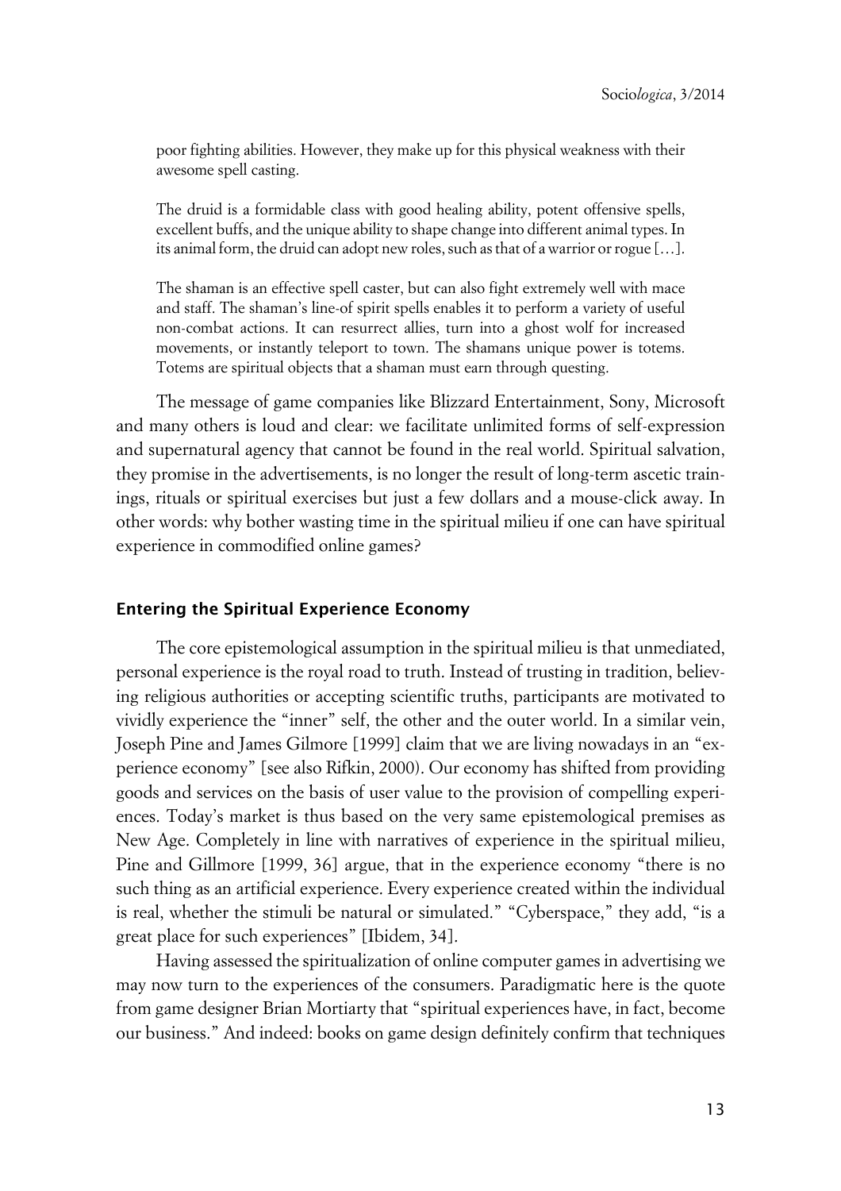> poor fighting abilities. However, they make up for this physical weakness with their awesome spell casting.
>
> The druid is a formidable class with good healing ability, potent offensive spells, excellent buffs, and the unique ability to shape change into different animal types. In its animal form, the druid can adopt new roles, such as that of a warrior or rogue […].
>
> The shaman is an effective spell caster, but can also fight extremely well with mace and staff. The shaman's line-of spirit spells enables it to perform a variety of useful non-combat actions. It can resurrect allies, turn into a ghost wolf for increased movements, or instantly teleport to town. The shamans unique power is totems. Totems are spiritual objects that a shaman must earn through questing.

The message of game companies like Blizzard Entertainment, Sony, Microsoft and many others is loud and clear: we facilitate unlimited forms of self-expression and supernatural agency that cannot be found in the real world. Spiritual salvation, they promise in the advertisements, is no longer the result of long-term ascetic trainings, rituals or spiritual exercises but just a few dollars and a mouse-click away. In other words: why bother wasting time in the spiritual milieu if one can have spiritual experience in commodified online games?

## Entering the Spiritual Experience Economy

The core epistemological assumption in the spiritual milieu is that unmediated, personal experience is the royal road to truth. Instead of trusting in tradition, believing religious authorities or accepting scientific truths, participants are motivated to vividly experience the "inner" self, the other and the outer world. In a similar vein, Joseph Pine and James Gilmore [1999] claim that we are living nowadays in an "experience economy" [see also Rifkin, 2000). Our economy has shifted from providing goods and services on the basis of user value to the provision of compelling experiences. Today's market is thus based on the very same epistemological premises as New Age. Completely in line with narratives of experience in the spiritual milieu, Pine and Gillmore [1999, 36] argue, that in the experience economy "there is no such thing as an artificial experience. Every experience created within the individual is real, whether the stimuli be natural or simulated." "Cyberspace," they add, "is a great place for such experiences" [Ibidem, 34].

Having assessed the spiritualization of online computer games in advertising we may now turn to the experiences of the consumers. Paradigmatic here is the quote from game designer Brian Mortiarty that "spiritual experiences have, in fact, become our business." And indeed: books on game design definitely confirm that techniques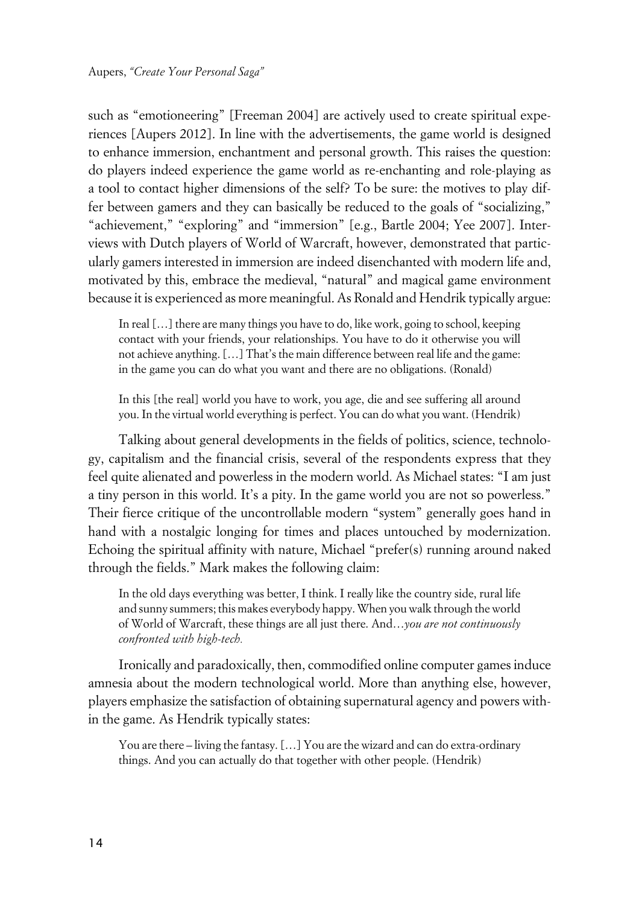such as "emotioneering" [Freeman 2004] are actively used to create spiritual experiences [Aupers 2012]. In line with the advertisements, the game world is designed to enhance immersion, enchantment and personal growth. This raises the question: do players indeed experience the game world as re-enchanting and role-playing as a tool to contact higher dimensions of the self? To be sure: the motives to play differ between gamers and they can basically be reduced to the goals of "socializing," "achievement," "exploring" and "immersion" [e.g., Bartle 2004; Yee 2007]. Interviews with Dutch players of World of Warcraft, however, demonstrated that particularly gamers interested in immersion are indeed disenchanted with modern life and, motivated by this, embrace the medieval, "natural" and magical game environment because it is experienced as more meaningful. As Ronald and Hendrik typically argue:

> In real […] there are many things you have to do, like work, going to school, keeping contact with your friends, your relationships. You have to do it otherwise you will not achieve anything. […] That's the main difference between real life and the game: in the game you can do what you want and there are no obligations. (Ronald)

> In this [the real] world you have to work, you age, die and see suffering all around you. In the virtual world everything is perfect. You can do what you want. (Hendrik)

Talking about general developments in the fields of politics, science, technology, capitalism and the financial crisis, several of the respondents express that they feel quite alienated and powerless in the modern world. As Michael states: "I am just a tiny person in this world. It's a pity. In the game world you are not so powerless." Their fierce critique of the uncontrollable modern "system" generally goes hand in hand with a nostalgic longing for times and places untouched by modernization. Echoing the spiritual affinity with nature, Michael "prefer(s) running around naked through the fields." Mark makes the following claim:

> In the old days everything was better, I think. I really like the country side, rural life and sunny summers; this makes everybody happy. When you walk through the world of World of Warcraft, these things are all just there. And*…you are not continuously confronted with high-tech.*

Ironically and paradoxically, then, commodified online computer games induce amnesia about the modern technological world. More than anything else, however, players emphasize the satisfaction of obtaining supernatural agency and powers within the game. As Hendrik typically states:

> You are there – living the fantasy. […] You are the wizard and can do extra-ordinary things. And you can actually do that together with other people. (Hendrik)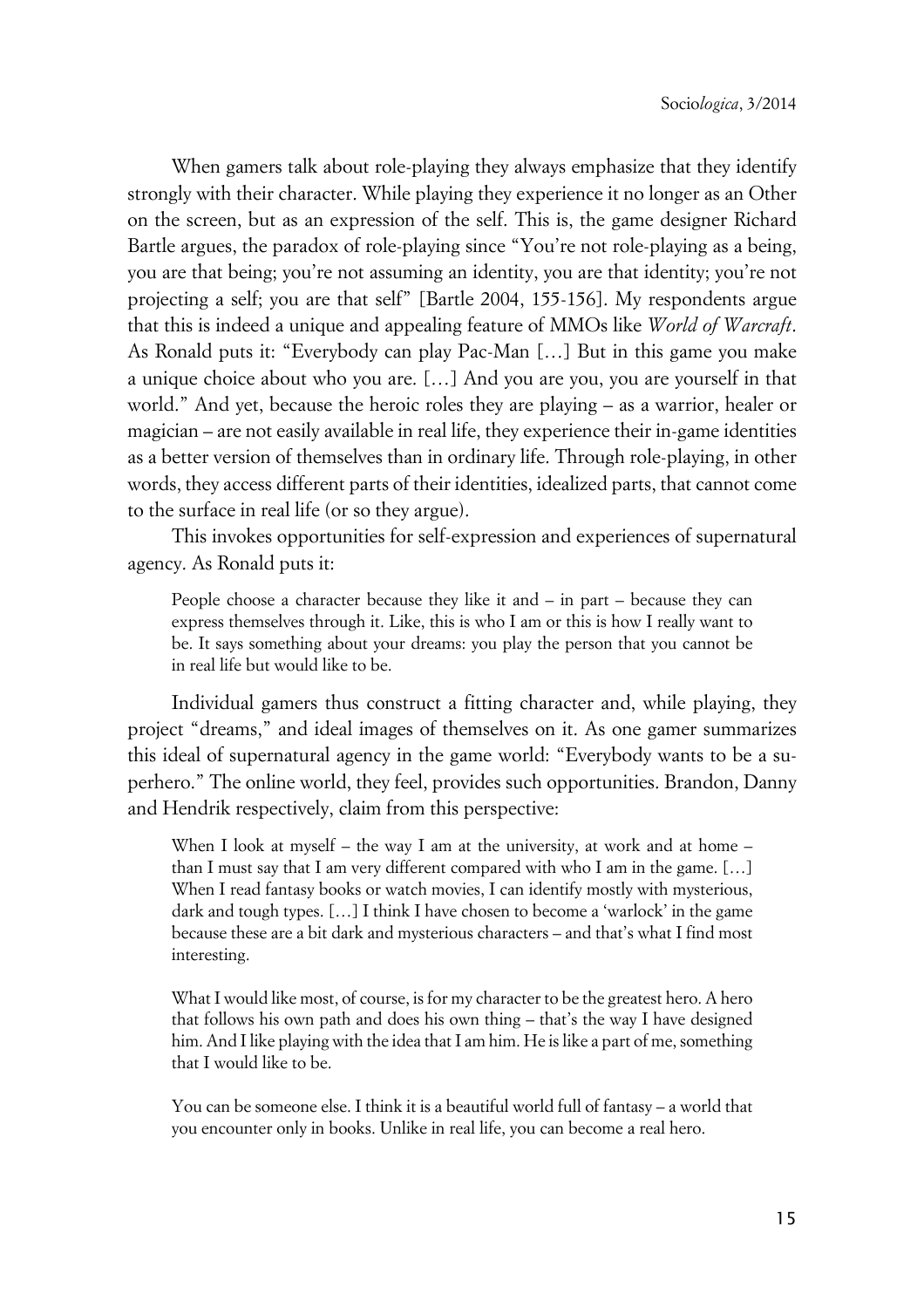When gamers talk about role-playing they always emphasize that they identify strongly with their character. While playing they experience it no longer as an Other on the screen, but as an expression of the self. This is, the game designer Richard Bartle argues, the paradox of role-playing since "You're not role-playing as a being, you are that being; you're not assuming an identity, you are that identity; you're not projecting a self; you are that self" [Bartle 2004, 155-156]. My respondents argue that this is indeed a unique and appealing feature of MMOs like *World of Warcraft*. As Ronald puts it: "Everybody can play Pac-Man […] But in this game you make a unique choice about who you are. […] And you are you, you are yourself in that world." And yet, because the heroic roles they are playing – as a warrior, healer or magician – are not easily available in real life, they experience their in-game identities as a better version of themselves than in ordinary life. Through role-playing, in other words, they access different parts of their identities, idealized parts, that cannot come to the surface in real life (or so they argue).

This invokes opportunities for self-expression and experiences of supernatural agency. As Ronald puts it:

> People choose a character because they like it and – in part – because they can express themselves through it. Like, this is who I am or this is how I really want to be. It says something about your dreams: you play the person that you cannot be in real life but would like to be.

Individual gamers thus construct a fitting character and, while playing, they project "dreams," and ideal images of themselves on it. As one gamer summarizes this ideal of supernatural agency in the game world: "Everybody wants to be a superhero." The online world, they feel, provides such opportunities. Brandon, Danny and Hendrik respectively, claim from this perspective:

> When I look at myself – the way I am at the university, at work and at home – than I must say that I am very different compared with who I am in the game. […] When I read fantasy books or watch movies, I can identify mostly with mysterious, dark and tough types. […] I think I have chosen to become a 'warlock' in the game because these are a bit dark and mysterious characters – and that's what I find most interesting.

> What I would like most, of course, is for my character to be the greatest hero. A hero that follows his own path and does his own thing – that's the way I have designed him. And I like playing with the idea that I am him. He is like a part of me, something that I would like to be.

> You can be someone else. I think it is a beautiful world full of fantasy – a world that you encounter only in books. Unlike in real life, you can become a real hero.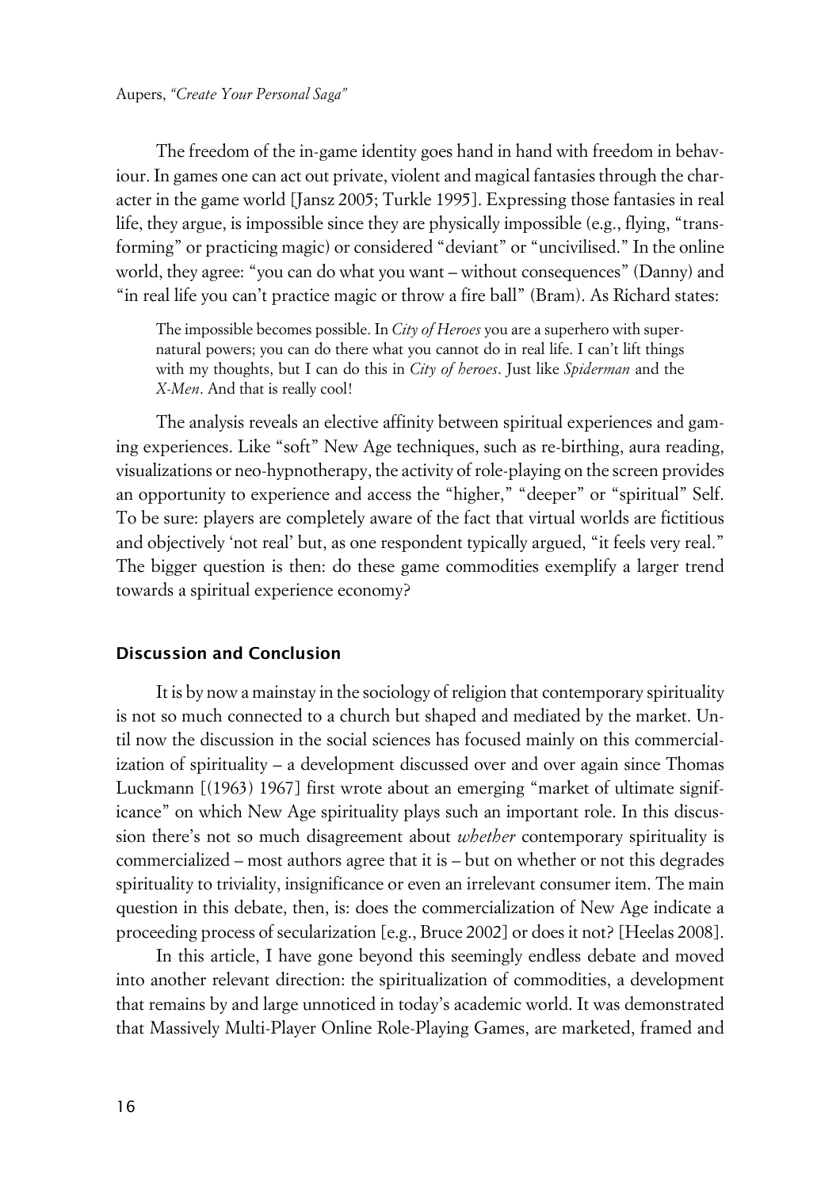The freedom of the in-game identity goes hand in hand with freedom in behaviour. In games one can act out private, violent and magical fantasies through the character in the game world [Jansz 2005; Turkle 1995]. Expressing those fantasies in real life, they argue, is impossible since they are physically impossible (e.g., flying, "transforming" or practicing magic) or considered "deviant" or "uncivilised." In the online world, they agree: "you can do what you want – without consequences" (Danny) and "in real life you can't practice magic or throw a fire ball" (Bram). As Richard states:

> The impossible becomes possible. In *City of Heroes* you are a superhero with supernatural powers; you can do there what you cannot do in real life. I can't lift things with my thoughts, but I can do this in *City of heroes*. Just like *Spiderman* and the *X-Men*. And that is really cool!

The analysis reveals an elective affinity between spiritual experiences and gaming experiences. Like "soft" New Age techniques, such as re-birthing, aura reading, visualizations or neo-hypnotherapy, the activity of role-playing on the screen provides an opportunity to experience and access the "higher," "deeper" or "spiritual" Self. To be sure: players are completely aware of the fact that virtual worlds are fictitious and objectively 'not real' but, as one respondent typically argued, "it feels very real." The bigger question is then: do these game commodities exemplify a larger trend towards a spiritual experience economy?

## Discussion and Conclusion

It is by now a mainstay in the sociology of religion that contemporary spirituality is not so much connected to a church but shaped and mediated by the market. Until now the discussion in the social sciences has focused mainly on this commercialization of spirituality – a development discussed over and over again since Thomas Luckmann [(1963) 1967] first wrote about an emerging "market of ultimate significance" on which New Age spirituality plays such an important role. In this discussion there's not so much disagreement about *whether* contemporary spirituality is commercialized – most authors agree that it is – but on whether or not this degrades spirituality to triviality, insignificance or even an irrelevant consumer item. The main question in this debate, then, is: does the commercialization of New Age indicate a proceeding process of secularization [e.g., Bruce 2002] or does it not? [Heelas 2008].

In this article, I have gone beyond this seemingly endless debate and moved into another relevant direction: the spiritualization of commodities, a development that remains by and large unnoticed in today's academic world. It was demonstrated that Massively Multi-Player Online Role-Playing Games, are marketed, framed and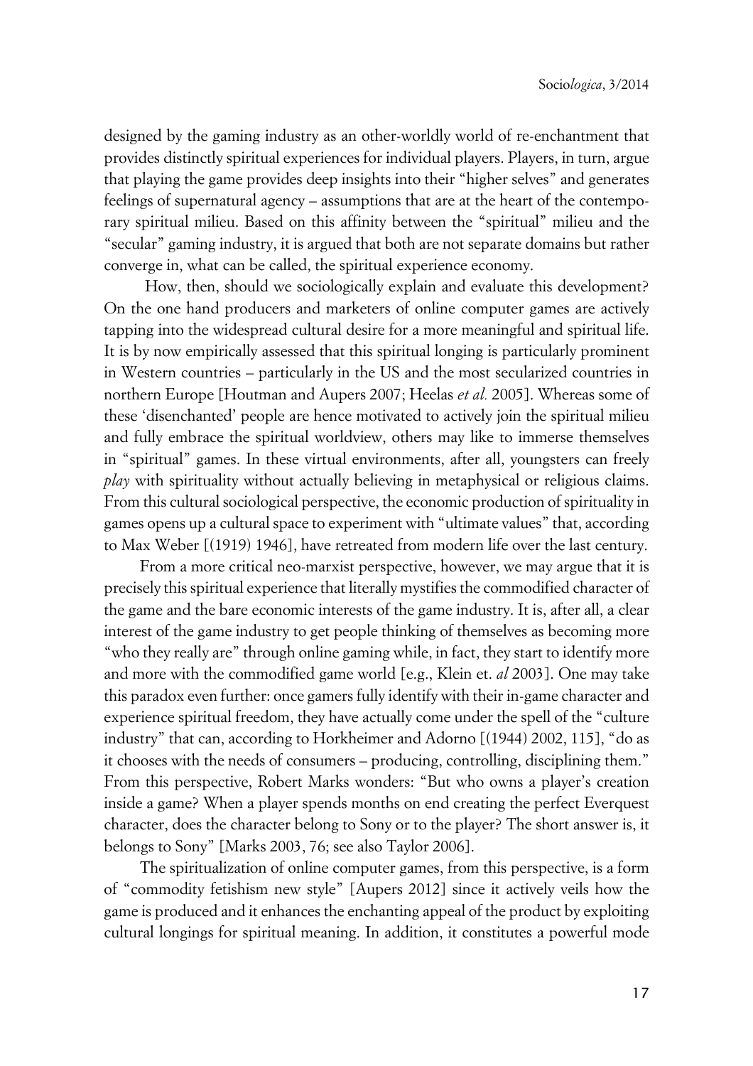designed by the gaming industry as an other-worldly world of re-enchantment that provides distinctly spiritual experiences for individual players. Players, in turn, argue that playing the game provides deep insights into their "higher selves" and generates feelings of supernatural agency – assumptions that are at the heart of the contemporary spiritual milieu. Based on this affinity between the "spiritual" milieu and the "secular" gaming industry, it is argued that both are not separate domains but rather converge in, what can be called, the spiritual experience economy.

How, then, should we sociologically explain and evaluate this development? On the one hand producers and marketers of online computer games are actively tapping into the widespread cultural desire for a more meaningful and spiritual life. It is by now empirically assessed that this spiritual longing is particularly prominent in Western countries – particularly in the US and the most secularized countries in northern Europe [Houtman and Aupers 2007; Heelas *et al.* 2005]. Whereas some of these 'disenchanted' people are hence motivated to actively join the spiritual milieu and fully embrace the spiritual worldview, others may like to immerse themselves in "spiritual" games. In these virtual environments, after all, youngsters can freely *play* with spirituality without actually believing in metaphysical or religious claims. From this cultural sociological perspective, the economic production of spirituality in games opens up a cultural space to experiment with "ultimate values" that, according to Max Weber [(1919) 1946], have retreated from modern life over the last century.

From a more critical neo-marxist perspective, however, we may argue that it is precisely this spiritual experience that literally mystifies the commodified character of the game and the bare economic interests of the game industry. It is, after all, a clear interest of the game industry to get people thinking of themselves as becoming more "who they really are" through online gaming while, in fact, they start to identify more and more with the commodified game world [e.g., Klein et. *al* 2003]. One may take this paradox even further: once gamers fully identify with their in-game character and experience spiritual freedom, they have actually come under the spell of the "culture industry" that can, according to Horkheimer and Adorno [(1944) 2002, 115], "do as it chooses with the needs of consumers – producing, controlling, disciplining them." From this perspective, Robert Marks wonders: "But who owns a player's creation inside a game? When a player spends months on end creating the perfect Everquest character, does the character belong to Sony or to the player? The short answer is, it belongs to Sony" [Marks 2003, 76; see also Taylor 2006].

The spiritualization of online computer games, from this perspective, is a form of "commodity fetishism new style" [Aupers 2012] since it actively veils how the game is produced and it enhances the enchanting appeal of the product by exploiting cultural longings for spiritual meaning. In addition, it constitutes a powerful mode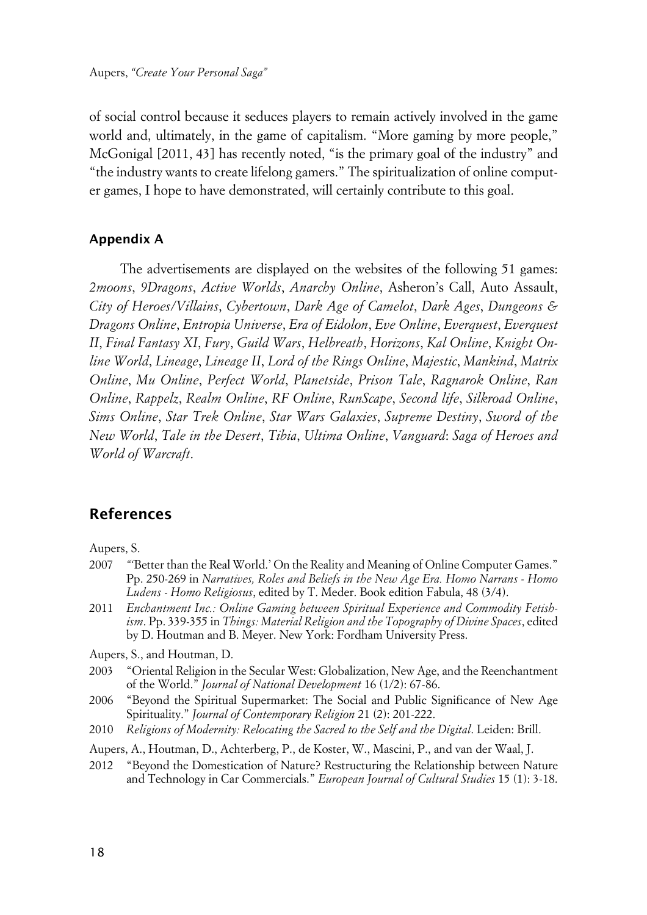of social control because it seduces players to remain actively involved in the game world and, ultimately, in the game of capitalism. "More gaming by more people," McGonigal [2011, 43] has recently noted, "is the primary goal of the industry" and "the industry wants to create lifelong gamers." The spiritualization of online computer games, I hope to have demonstrated, will certainly contribute to this goal.

### Appendix A

The advertisements are displayed on the websites of the following 51 games: *2moons*, *9Dragons*, *Active Worlds*, *Anarchy Online*, Asheron's Call, Auto Assault, *City of Heroes/Villains*, *Cybertown*, *Dark Age of Camelot*, *Dark Ages*, *Dungeons & Dragons Online*, *Entropia Universe*, *Era of Eidolon*, *Eve Online*, *Everquest*, *Everquest II*, *Final Fantasy XI*, *Fury*, *Guild Wars*, *Helbreath*, *Horizons*, *Kal Online*, *Knight Online World*, *Lineage*, *Lineage II*, *Lord of the Rings Online*, *Majestic*, *Mankind*, *Matrix Online*, *Mu Online*, *Perfect World*, *Planetside*, *Prison Tale*, *Ragnarok Online*, *Ran Online*, *Rappelz*, *Realm Online*, *RF Online*, *RunScape*, *Second life*, *Silkroad Online*, *Sims Online*, *Star Trek Online*, *Star Wars Galaxies*, *Supreme Destiny*, *Sword of the New World*, *Tale in the Desert*, *Tibia*, *Ultima Online*, *Vanguard*: *Saga of Heroes and World of Warcraft*.

## References

Aupers, S.

2007 "'Better than the Real World.' On the Reality and Meaning of Online Computer Games." Pp. 250-269 in *Narratives, Roles and Beliefs in the New Age Era. Homo Narrans - Homo Ludens - Homo Religiosus*, edited by T. Meder. Book edition Fabula, 48 (3/4).

2011 *Enchantment Inc.: Online Gaming between Spiritual Experience and Commodity Fetishism*. Pp. 339-355 in *Things: Material Religion and the Topography of Divine Spaces*, edited by D. Houtman and B. Meyer. New York: Fordham University Press.

Aupers, S., and Houtman, D.

2003 "Oriental Religion in the Secular West: Globalization, New Age, and the Reenchantment of the World." *Journal of National Development* 16 (1/2): 67-86.

2006 "Beyond the Spiritual Supermarket: The Social and Public Significance of New Age Spirituality." *Journal of Contemporary Religion* 21 (2): 201-222.

2010 *Religions of Modernity: Relocating the Sacred to the Self and the Digital*. Leiden: Brill.

Aupers, A., Houtman, D., Achterberg, P., de Koster, W., Mascini, P., and van der Waal, J.

2012 "Beyond the Domestication of Nature? Restructuring the Relationship between Nature and Technology in Car Commercials." *European Journal of Cultural Studies* 15 (1): 3-18.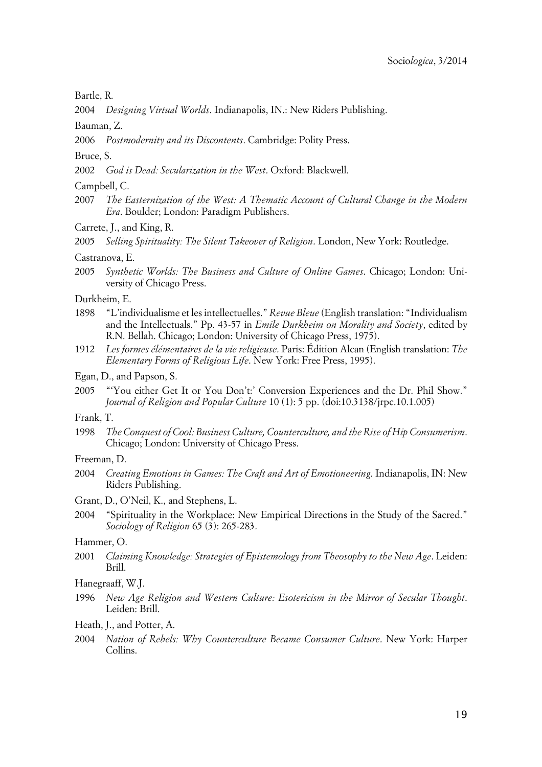Bartle, R.

2004 *Designing Virtual Worlds*. Indianapolis, IN.: New Riders Publishing.

Bauman, Z.

2006 *Postmodernity and its Discontents*. Cambridge: Polity Press.

Bruce, S.

2002 *God is Dead: Secularization in the West*. Oxford: Blackwell.

Campbell, C.

2007 *The Easternization of the West: A Thematic Account of Cultural Change in the Modern Era*. Boulder; London: Paradigm Publishers.

Carrete, J., and King, R.

2005 *Selling Spirituality: The Silent Takeover of Religion*. London, New York: Routledge.

Castranova, E.

2005 *Synthetic Worlds: The Business and Culture of Online Games*. Chicago; London: University of Chicago Press.

Durkheim, E.

1898 "L'individualisme et les intellectuelles." *Revue Bleue* (English translation: "Individualism and the Intellectuals." Pp. 43-57 in *Emile Durkheim on Morality and Society*, edited by R.N. Bellah. Chicago; London: University of Chicago Press, 1975).

1912 *Les formes élémentaires de la vie religieuse*. Paris: Édition Alcan (English translation: *The Elementary Forms of Religious Life*. New York: Free Press, 1995).

Egan, D., and Papson, S.

2005 "'You either Get It or You Don't:' Conversion Experiences and the Dr. Phil Show." *Journal of Religion and Popular Culture* 10 (1): 5 pp. (doi:10.3138/jrpc.10.1.005)

Frank, T.

1998 *The Conquest of Cool: Business Culture, Counterculture, and the Rise of Hip Consumerism*. Chicago; London: University of Chicago Press.

Freeman, D.

2004 *Creating Emotions in Games: The Craft and Art of Emotioneering*. Indianapolis, IN: New Riders Publishing.

Grant, D., O'Neil, K., and Stephens, L.

2004 "Spirituality in the Workplace: New Empirical Directions in the Study of the Sacred." *Sociology of Religion* 65 (3): 265-283.

Hammer, O.

2001 *Claiming Knowledge: Strategies of Epistemology from Theosophy to the New Age*. Leiden: Brill.

Hanegraaff, W.J.

1996 *New Age Religion and Western Culture: Esotericism in the Mirror of Secular Thought*. Leiden: Brill.

Heath, J., and Potter, A.

2004 *Nation of Rebels: Why Counterculture Became Consumer Culture*. New York: Harper Collins.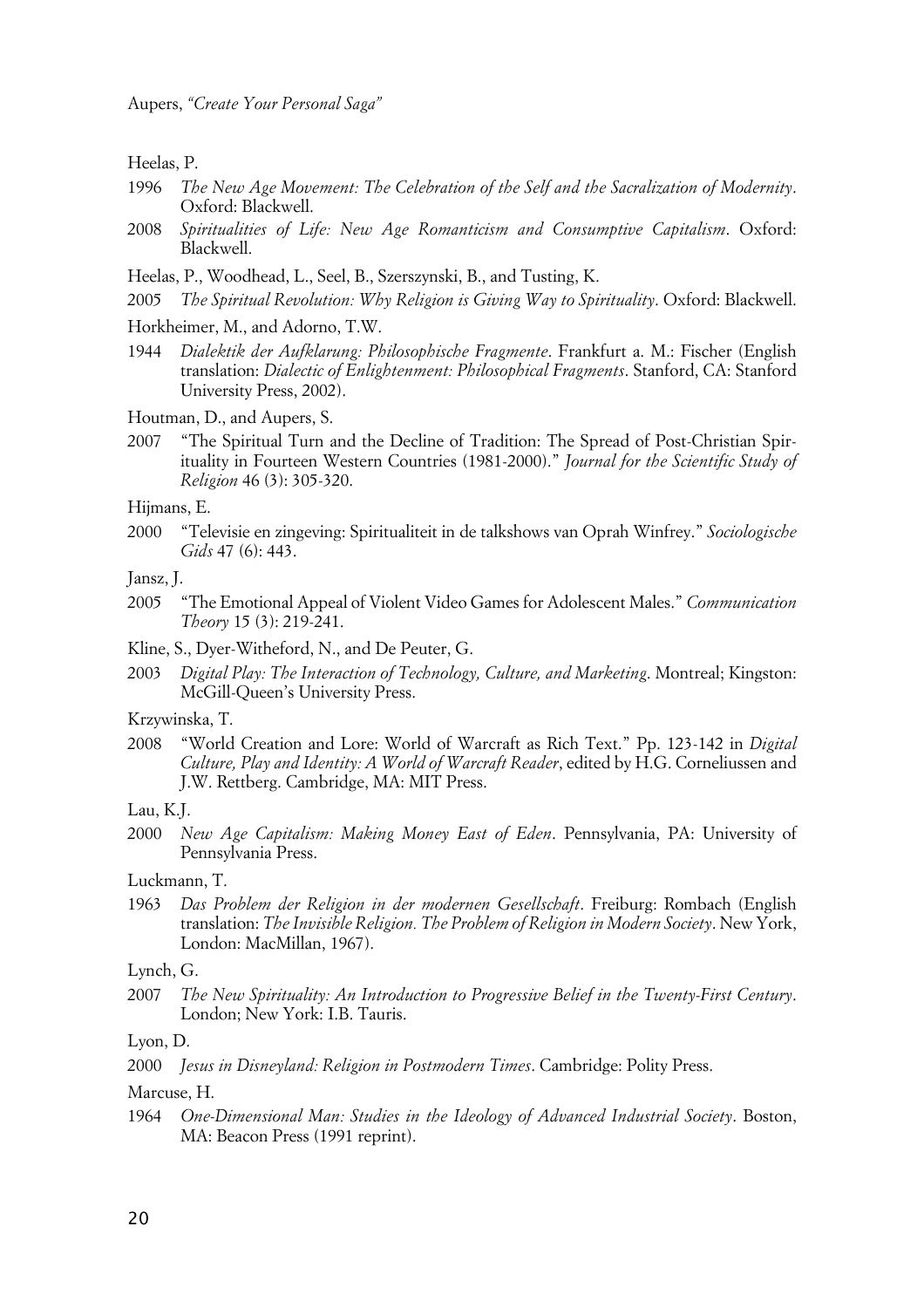Heelas, P.

1996 *The New Age Movement: The Celebration of the Self and the Sacralization of Modernity*. Oxford: Blackwell.

2008 *Spiritualities of Life: New Age Romanticism and Consumptive Capitalism*. Oxford: Blackwell.

Heelas, P., Woodhead, L., Seel, B., Szerszynski, B., and Tusting, K.

2005 *The Spiritual Revolution: Why Religion is Giving Way to Spirituality*. Oxford: Blackwell.

Horkheimer, M., and Adorno, T.W.

1944 *Dialektik der Aufklarung: Philosophische Fragmente*. Frankfurt a. M.: Fischer (English translation: *Dialectic of Enlightenment: Philosophical Fragments*. Stanford, CA: Stanford University Press, 2002).

Houtman, D., and Aupers, S.

2007 "The Spiritual Turn and the Decline of Tradition: The Spread of Post-Christian Spirituality in Fourteen Western Countries (1981-2000)." *Journal for the Scientific Study of Religion* 46 (3): 305-320.

Hijmans, E.

2000 "Televisie en zingeving: Spiritualiteit in de talkshows van Oprah Winfrey." *Sociologische Gids* 47 (6): 443.

Jansz, J.

2005 "The Emotional Appeal of Violent Video Games for Adolescent Males." *Communication Theory* 15 (3): 219-241.

Kline, S., Dyer-Witheford, N., and De Peuter, G.

2003 *Digital Play: The Interaction of Technology, Culture, and Marketing*. Montreal; Kingston: McGill-Queen's University Press.

Krzywinska, T.

2008 "World Creation and Lore: World of Warcraft as Rich Text." Pp. 123-142 in *Digital Culture, Play and Identity: A World of Warcraft Reader*, edited by H.G. Corneliussen and J.W. Rettberg. Cambridge, MA: MIT Press.

Lau, K.J.

2000 *New Age Capitalism: Making Money East of Eden*. Pennsylvania, PA: University of Pennsylvania Press.

Luckmann, T.

1963 *Das Problem der Religion in der modernen Gesellschaft*. Freiburg: Rombach (English translation: *The Invisible Religion. The Problem of Religion in Modern Society*. New York, London: MacMillan, 1967).

Lynch, G.

2007 *The New Spirituality: An Introduction to Progressive Belief in the Twenty-First Century*. London; New York: I.B. Tauris.

Lyon, D.

2000 *Jesus in Disneyland: Religion in Postmodern Times*. Cambridge: Polity Press.

Marcuse, H.

1964 *One-Dimensional Man: Studies in the Ideology of Advanced Industrial Society*. Boston, MA: Beacon Press (1991 reprint).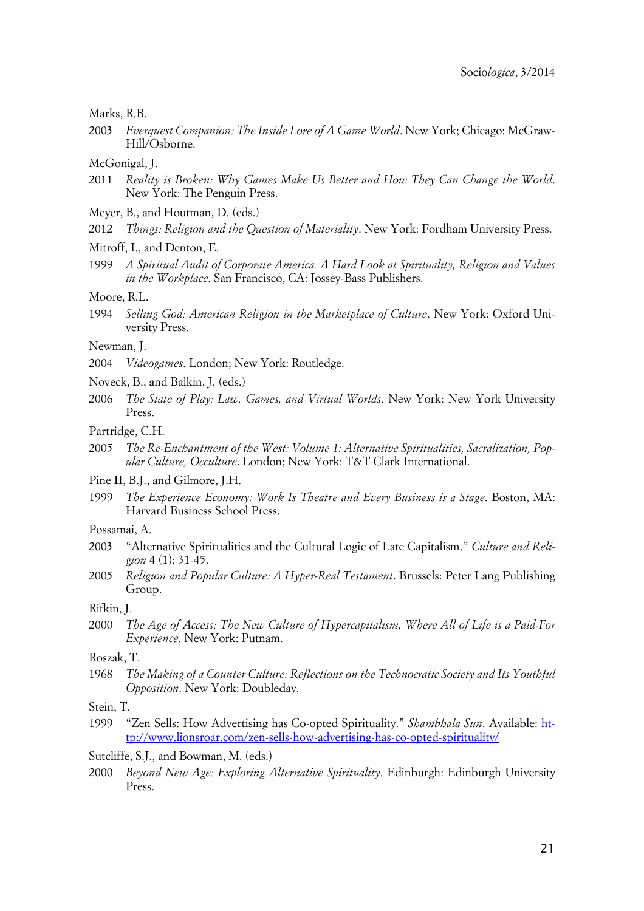Marks, R.B.

2003 *Everquest Companion: The Inside Lore of A Game World*. New York; Chicago: McGraw-Hill/Osborne.

McGonigal, J.

2011 *Reality is Broken: Why Games Make Us Better and How They Can Change the World*. New York: The Penguin Press.

Meyer, B., and Houtman, D. (eds.)

2012 *Things: Religion and the Question of Materiality*. New York: Fordham University Press.

Mitroff, I., and Denton, E.

1999 *A Spiritual Audit of Corporate America. A Hard Look at Spirituality, Religion and Values in the Workplace*. San Francisco, CA: Jossey-Bass Publishers.

Moore, R.L.

1994 *Selling God: American Religion in the Marketplace of Culture*. New York: Oxford University Press.

Newman, J.

2004 *Videogames*. London; New York: Routledge.

Noveck, B., and Balkin, J. (eds.)

2006 *The State of Play: Law, Games, and Virtual Worlds*. New York: New York University Press.

Partridge, C.H.

2005 *The Re-Enchantment of the West: Volume 1: Alternative Spiritualities, Sacralization, Popular Culture, Occulture*. London; New York: T&T Clark International.

Pine II, B.J., and Gilmore, J.H.

1999 *The Experience Economy: Work Is Theatre and Every Business is a Stage*. Boston, MA: Harvard Business School Press.

Possamai, A.

2003 "Alternative Spiritualities and the Cultural Logic of Late Capitalism." *Culture and Religion* 4 (1): 31-45.

2005 *Religion and Popular Culture: A Hyper-Real Testament*. Brussels: Peter Lang Publishing Group.

Rifkin, J.

2000 *The Age of Access: The New Culture of Hypercapitalism, Where All of Life is a Paid-For Experience*. New York: Putnam.

Roszak, T.

1968 *The Making of a Counter Culture: Reflections on the Technocratic Society and Its Youthful Opposition*. New York: Doubleday.

Stein, T.

1999 "Zen Sells: How Advertising has Co-opted Spirituality." *Shambhala Sun*. Available: [http://www.lionsroar.com/zen-sells-how-advertising-has-co-opted-spirituality/](http://www.lionsroar.com/zen-sells-how-advertising-has-co-opted-spirituality/)

Sutcliffe, S.J., and Bowman, M. (eds.)

2000 *Beyond New Age: Exploring Alternative Spirituality*. Edinburgh: Edinburgh University Press.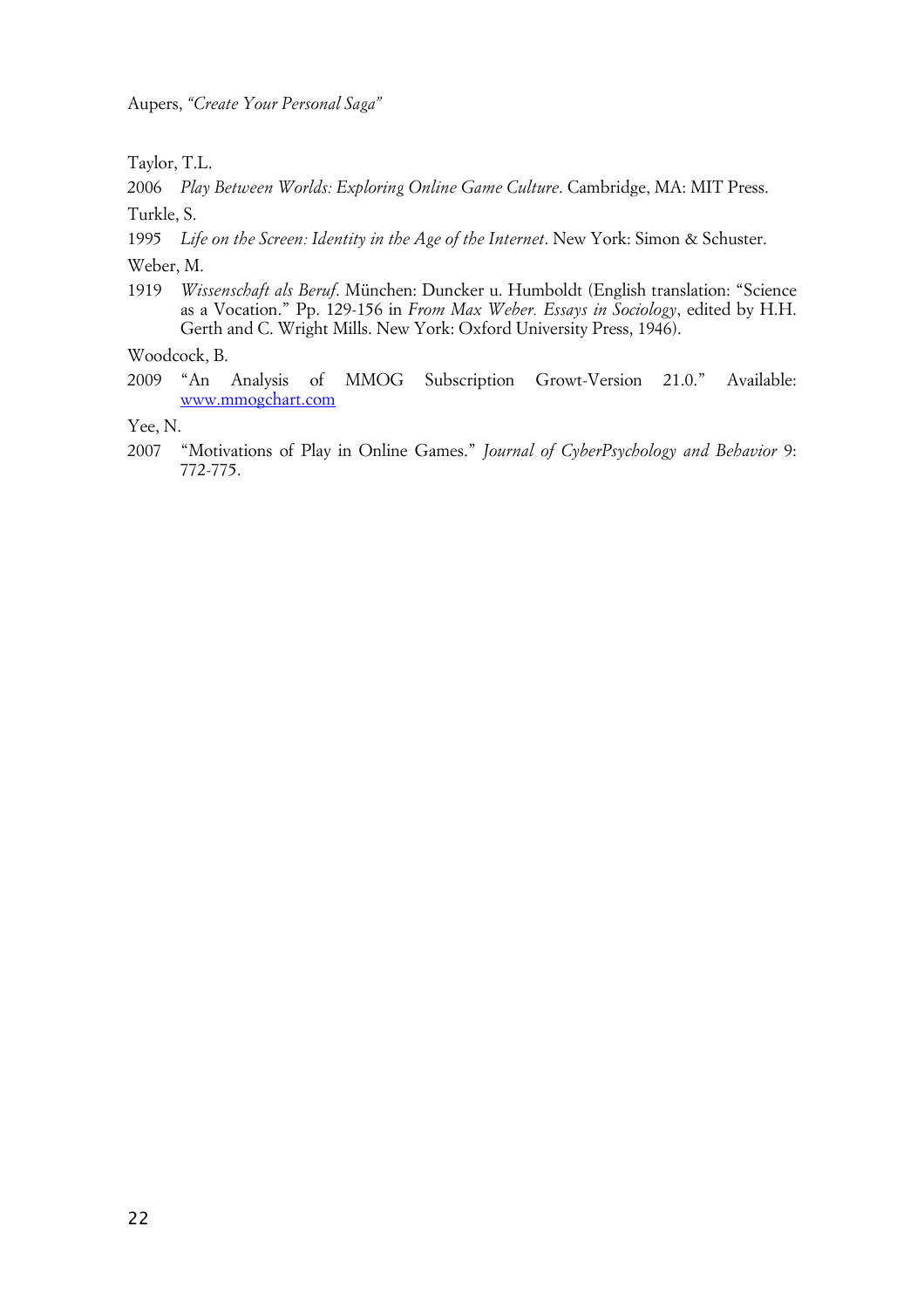Taylor, T.L.

2006 *Play Between Worlds: Exploring Online Game Culture*. Cambridge, MA: MIT Press.

Turkle, S.

1995 *Life on the Screen: Identity in the Age of the Internet*. New York: Simon & Schuster.

Weber, M.

1919 *Wissenschaft als Beruf*. München: Duncker u. Humboldt (English translation: "Science as a Vocation." Pp. 129-156 in *From Max Weber. Essays in Sociology*, edited by H.H. Gerth and C. Wright Mills. New York: Oxford University Press, 1946).

Woodcock, B.

2009 "An Analysis of MMOG Subscription Growt-Version 21.0." Available: [www.mmogchart.com](www.mmogchart.com)

Yee, N.

2007 "Motivations of Play in Online Games." *Journal of CyberPsychology and Behavior* 9: 772-775.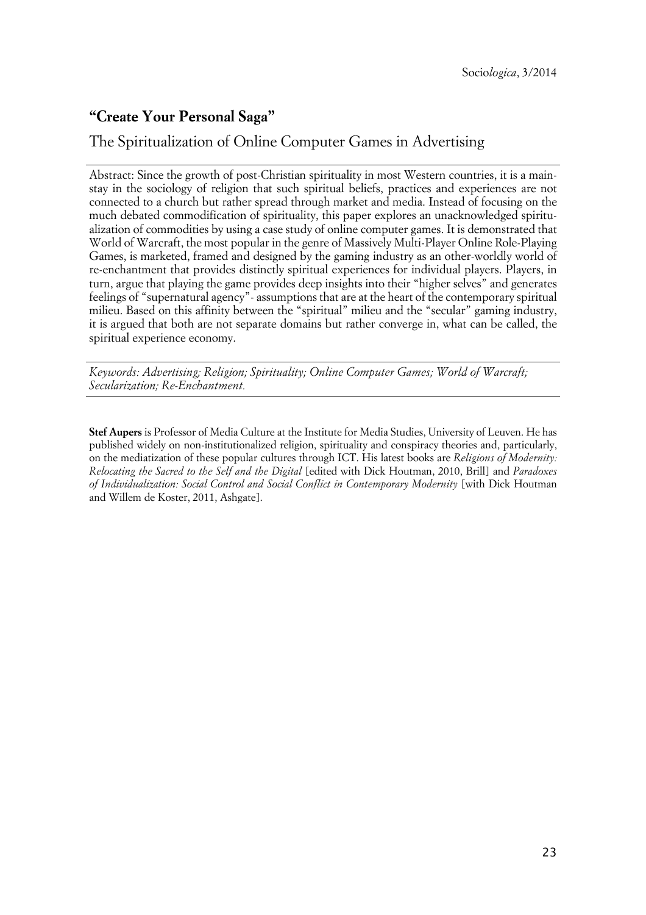## "Create Your Personal Saga"

The Spiritualization of Online Computer Games in Advertising

Abstract: Since the growth of post-Christian spirituality in most Western countries, it is a mainstay in the sociology of religion that such spiritual beliefs, practices and experiences are not connected to a church but rather spread through market and media. Instead of focusing on the much debated commodification of spirituality, this paper explores an unacknowledged spiritualization of commodities by using a case study of online computer games. It is demonstrated that World of Warcraft, the most popular in the genre of Massively Multi-Player Online Role-Playing Games, is marketed, framed and designed by the gaming industry as an other-worldly world of re-enchantment that provides distinctly spiritual experiences for individual players. Players, in turn, argue that playing the game provides deep insights into their "higher selves" and generates feelings of "supernatural agency"- assumptions that are at the heart of the contemporary spiritual milieu. Based on this affinity between the "spiritual" milieu and the "secular" gaming industry, it is argued that both are not separate domains but rather converge in, what can be called, the spiritual experience economy.

*Keywords: Advertising; Religion; Spirituality; Online Computer Games; World of Warcraft; Secularization; Re-Enchantment.*

**Stef Aupers** is Professor of Media Culture at the Institute for Media Studies, University of Leuven. He has published widely on non-institutionalized religion, spirituality and conspiracy theories and, particularly, on the mediatization of these popular cultures through ICT. His latest books are *Religions of Modernity: Relocating the Sacred to the Self and the Digital* [edited with Dick Houtman, 2010, Brill] and *Paradoxes of Individualization: Social Control and Social Conflict in Contemporary Modernity* [with Dick Houtman and Willem de Koster, 2011, Ashgate].